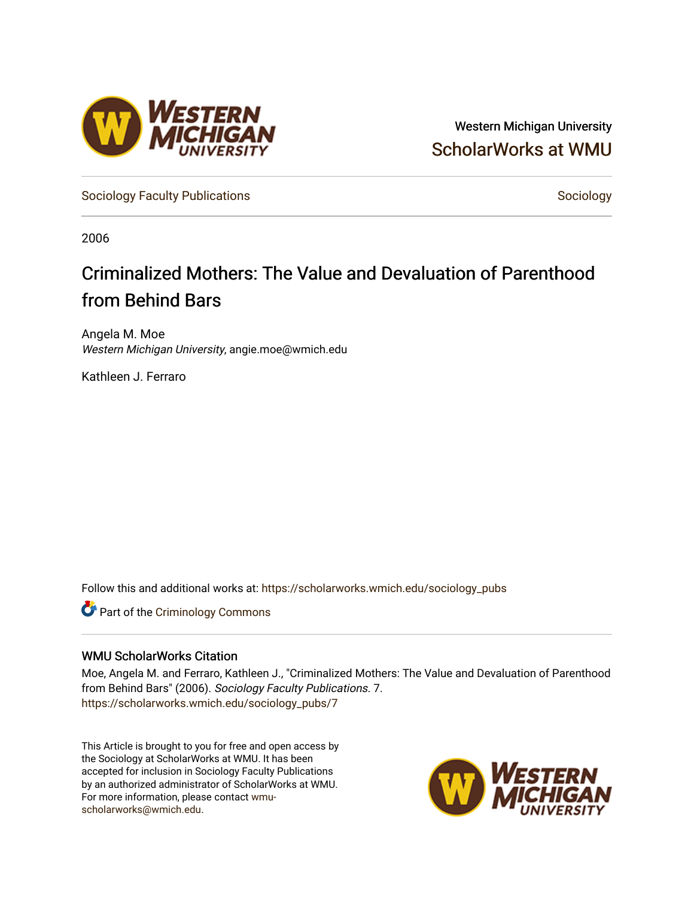Western Michigan University

ScholarWorks at WMU

Sociology Faculty Publications

Sociology

2006

# Criminalized Mothers: The Value and Devaluation of Parenthood from Behind Bars

Angela M. Moe
*Western Michigan University*, angie.moe@wmich.edu

Kathleen J. Ferraro

Follow this and additional works at: https://scholarworks.wmich.edu/sociology_pubs

Part of the Criminology Commons

## WMU ScholarWorks Citation

Moe, Angela M. and Ferraro, Kathleen J., "Criminalized Mothers: The Value and Devaluation of Parenthood from Behind Bars" (2006). *Sociology Faculty Publications*. 7.
https://scholarworks.wmich.edu/sociology_pubs/7

This Article is brought to you for free and open access by the Sociology at ScholarWorks at WMU. It has been accepted for inclusion in Sociology Faculty Publications by an authorized administrator of ScholarWorks at WMU. For more information, please contact wmu-scholarworks@wmich.edu.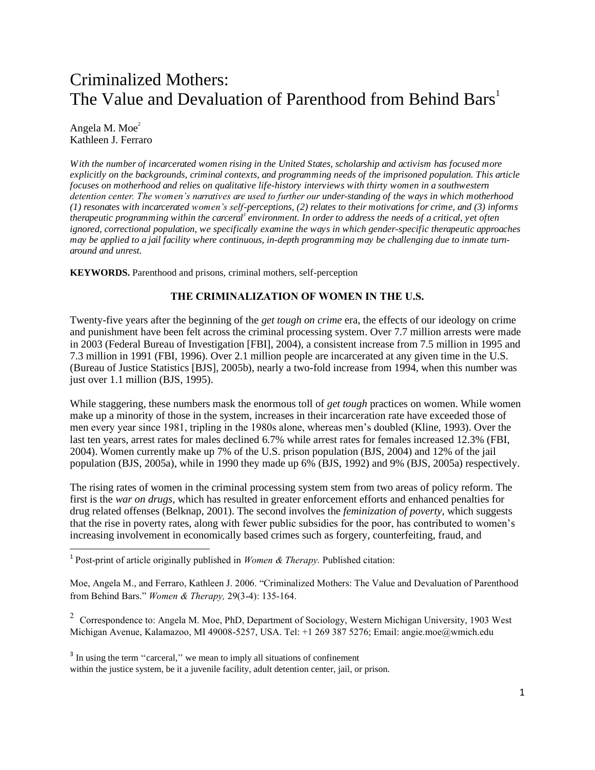# Criminalized Mothers:
# The Value and Devaluation of Parenthood from Behind Bars[1]

Angela M. Moe[2]
Kathleen J. Ferraro

*With the number of incarcerated women rising in the United States, scholarship and activism has focused more explicitly on the backgrounds, criminal contexts, and programming needs of the imprisoned population. This article focuses on motherhood and relies on qualitative life-history interviews with thirty women in a southwestern detention center. The women's narratives are used to further our under-standing of the ways in which motherhood (1) resonates with incarcerated women's self-perceptions, (2) relates to their motivations for crime, and (3) informs therapeutic programming within the carceral[3] environment. In order to address the needs of a critical, yet often ignored, correctional population, we specifically examine the ways in which gender-specific therapeutic approaches may be applied to a jail facility where continuous, in-depth programming may be challenging due to inmate turn-around and unrest.*

**KEYWORDS.** Parenthood and prisons, criminal mothers, self-perception

## THE CRIMINALIZATION OF WOMEN IN THE U.S.

Twenty-five years after the beginning of the *get tough on crime* era, the effects of our ideology on crime and punishment have been felt across the criminal processing system. Over 7.7 million arrests were made in 2003 (Federal Bureau of Investigation [FBI], 2004), a consistent increase from 7.5 million in 1995 and 7.3 million in 1991 (FBI, 1996). Over 2.1 million people are incarcerated at any given time in the U.S. (Bureau of Justice Statistics [BJS], 2005b), nearly a two-fold increase from 1994, when this number was just over 1.1 million (BJS, 1995).

While staggering, these numbers mask the enormous toll of *get tough* practices on women. While women make up a minority of those in the system, increases in their incarceration rate have exceeded those of men every year since 1981, tripling in the 1980s alone, whereas men's doubled (Kline, 1993). Over the last ten years, arrest rates for males declined 6.7% while arrest rates for females increased 12.3% (FBI, 2004). Women currently make up 7% of the U.S. prison population (BJS, 2004) and 12% of the jail population (BJS, 2005a), while in 1990 they made up 6% (BJS, 1992) and 9% (BJS, 2005a) respectively.

The rising rates of women in the criminal processing system stem from two areas of policy reform. The first is the *war on drugs*, which has resulted in greater enforcement efforts and enhanced penalties for drug related offenses (Belknap, 2001). The second involves the *feminization of poverty*, which suggests that the rise in poverty rates, along with fewer public subsidies for the poor, has contributed to women's increasing involvement in economically based crimes such as forgery, counterfeiting, fraud, and

---

[1] Post-print of article originally published in *Women & Therapy.* Published citation:

Moe, Angela M., and Ferraro, Kathleen J. 2006. "Criminalized Mothers: The Value and Devaluation of Parenthood from Behind Bars." *Women & Therapy,* 29(3-4): 135-164.

[2] Correspondence to: Angela M. Moe, PhD, Department of Sociology, Western Michigan University, 1903 West Michigan Avenue, Kalamazoo, MI 49008-5257, USA. Tel: +1 269 387 5276; Email: angie.moe@wmich.edu

[3] In using the term ''carceral,'' we mean to imply all situations of confinement within the justice system, be it a juvenile facility, adult detention center, jail, or prison.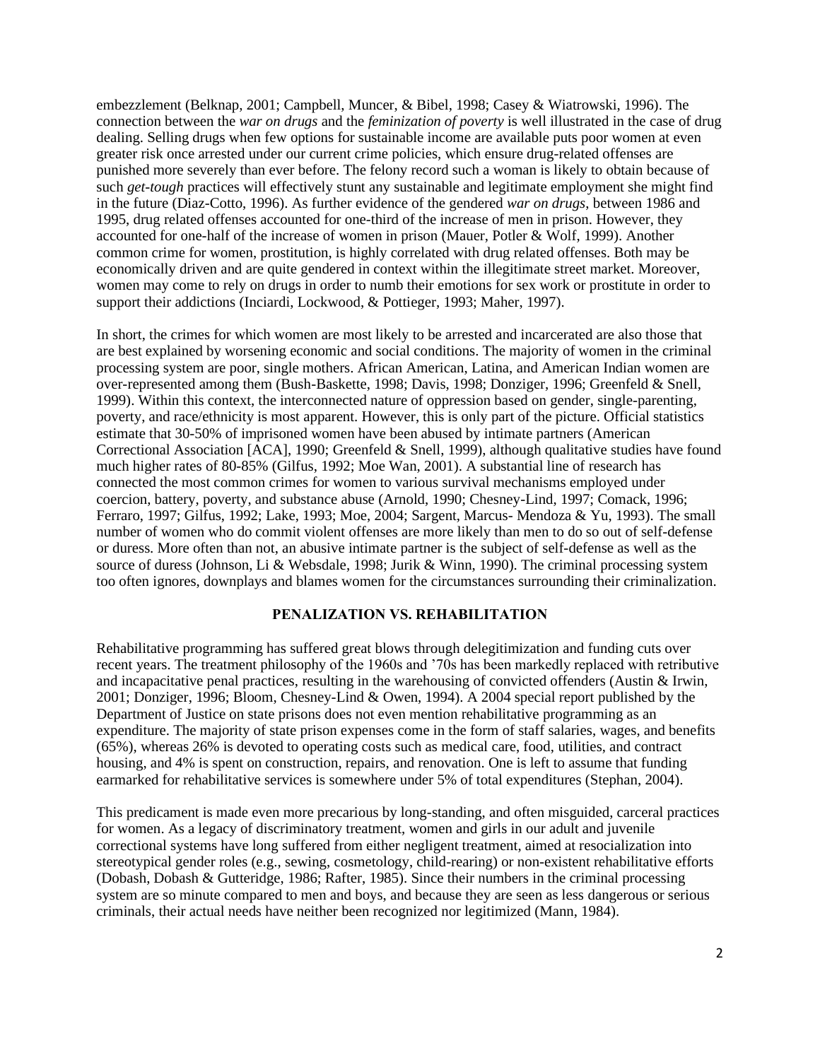embezzlement (Belknap, 2001; Campbell, Muncer, & Bibel, 1998; Casey & Wiatrowski, 1996). The connection between the *war on drugs* and the *feminization of poverty* is well illustrated in the case of drug dealing. Selling drugs when few options for sustainable income are available puts poor women at even greater risk once arrested under our current crime policies, which ensure drug-related offenses are punished more severely than ever before. The felony record such a woman is likely to obtain because of such *get-tough* practices will effectively stunt any sustainable and legitimate employment she might find in the future (Diaz-Cotto, 1996). As further evidence of the gendered *war on drugs*, between 1986 and 1995, drug related offenses accounted for one-third of the increase of men in prison. However, they accounted for one-half of the increase of women in prison (Mauer, Potler & Wolf, 1999). Another common crime for women, prostitution, is highly correlated with drug related offenses. Both may be economically driven and are quite gendered in context within the illegitimate street market. Moreover, women may come to rely on drugs in order to numb their emotions for sex work or prostitute in order to support their addictions (Inciardi, Lockwood, & Pottieger, 1993; Maher, 1997).

In short, the crimes for which women are most likely to be arrested and incarcerated are also those that are best explained by worsening economic and social conditions. The majority of women in the criminal processing system are poor, single mothers. African American, Latina, and American Indian women are over-represented among them (Bush-Baskette, 1998; Davis, 1998; Donziger, 1996; Greenfeld & Snell, 1999). Within this context, the interconnected nature of oppression based on gender, single-parenting, poverty, and race/ethnicity is most apparent. However, this is only part of the picture. Official statistics estimate that 30-50% of imprisoned women have been abused by intimate partners (American Correctional Association [ACA], 1990; Greenfeld & Snell, 1999), although qualitative studies have found much higher rates of 80-85% (Gilfus, 1992; Moe Wan, 2001). A substantial line of research has connected the most common crimes for women to various survival mechanisms employed under coercion, battery, poverty, and substance abuse (Arnold, 1990; Chesney-Lind, 1997; Comack, 1996; Ferraro, 1997; Gilfus, 1992; Lake, 1993; Moe, 2004; Sargent, Marcus- Mendoza & Yu, 1993). The small number of women who do commit violent offenses are more likely than men to do so out of self-defense or duress. More often than not, an abusive intimate partner is the subject of self-defense as well as the source of duress (Johnson, Li & Websdale, 1998; Jurik & Winn, 1990). The criminal processing system too often ignores, downplays and blames women for the circumstances surrounding their criminalization.

## PENALIZATION VS. REHABILITATION

Rehabilitative programming has suffered great blows through delegitimization and funding cuts over recent years. The treatment philosophy of the 1960s and '70s has been markedly replaced with retributive and incapacitative penal practices, resulting in the warehousing of convicted offenders (Austin & Irwin, 2001; Donziger, 1996; Bloom, Chesney-Lind & Owen, 1994). A 2004 special report published by the Department of Justice on state prisons does not even mention rehabilitative programming as an expenditure. The majority of state prison expenses come in the form of staff salaries, wages, and benefits (65%), whereas 26% is devoted to operating costs such as medical care, food, utilities, and contract housing, and 4% is spent on construction, repairs, and renovation. One is left to assume that funding earmarked for rehabilitative services is somewhere under 5% of total expenditures (Stephan, 2004).

This predicament is made even more precarious by long-standing, and often misguided, carceral practices for women. As a legacy of discriminatory treatment, women and girls in our adult and juvenile correctional systems have long suffered from either negligent treatment, aimed at resocialization into stereotypical gender roles (e.g., sewing, cosmetology, child-rearing) or non-existent rehabilitative efforts (Dobash, Dobash & Gutteridge, 1986; Rafter, 1985). Since their numbers in the criminal processing system are so minute compared to men and boys, and because they are seen as less dangerous or serious criminals, their actual needs have neither been recognized nor legitimized (Mann, 1984).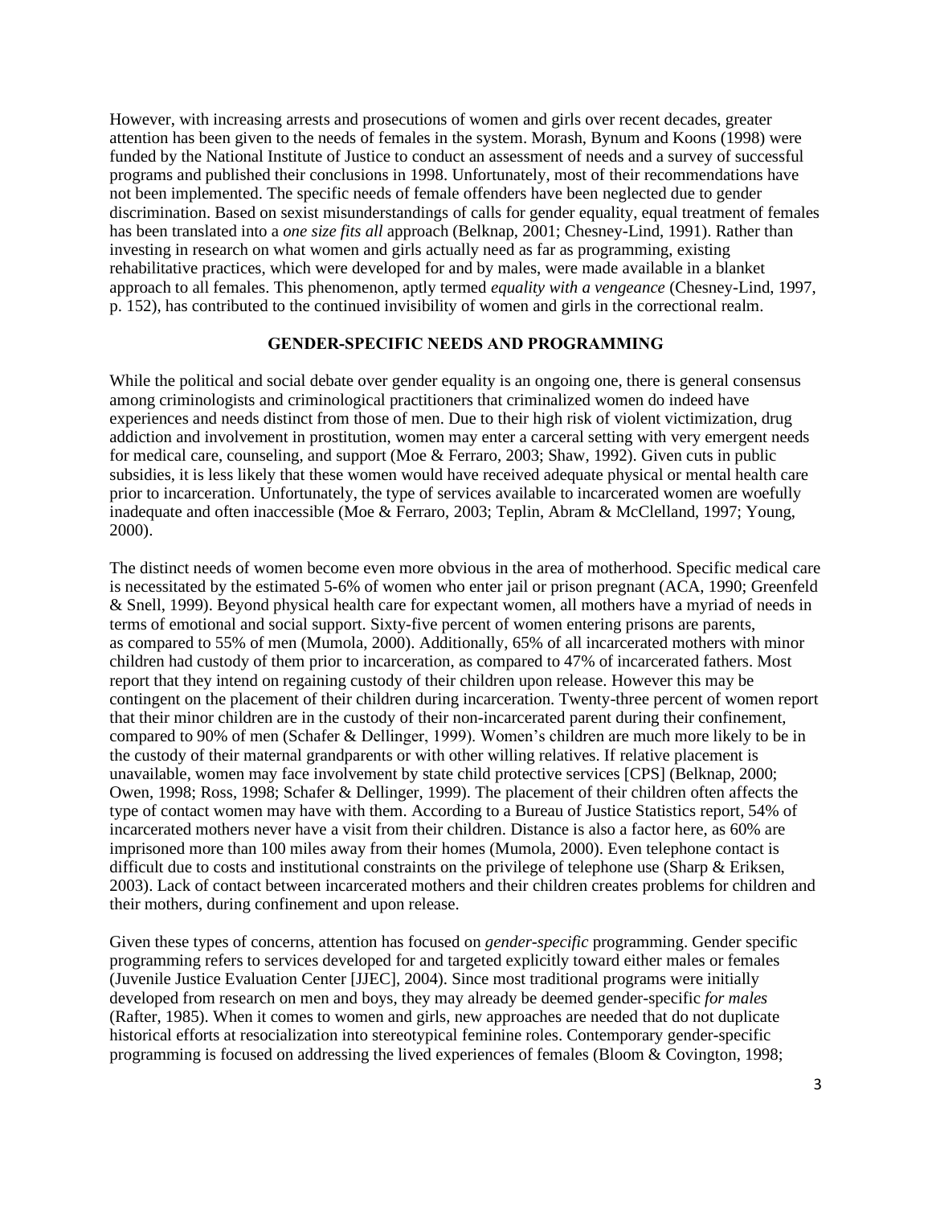However, with increasing arrests and prosecutions of women and girls over recent decades, greater attention has been given to the needs of females in the system. Morash, Bynum and Koons (1998) were funded by the National Institute of Justice to conduct an assessment of needs and a survey of successful programs and published their conclusions in 1998. Unfortunately, most of their recommendations have not been implemented. The specific needs of female offenders have been neglected due to gender discrimination. Based on sexist misunderstandings of calls for gender equality, equal treatment of females has been translated into a *one size fits all* approach (Belknap, 2001; Chesney-Lind, 1991). Rather than investing in research on what women and girls actually need as far as programming, existing rehabilitative practices, which were developed for and by males, were made available in a blanket approach to all females. This phenomenon, aptly termed *equality with a vengeance* (Chesney-Lind, 1997, p. 152), has contributed to the continued invisibility of women and girls in the correctional realm.

## GENDER-SPECIFIC NEEDS AND PROGRAMMING

While the political and social debate over gender equality is an ongoing one, there is general consensus among criminologists and criminological practitioners that criminalized women do indeed have experiences and needs distinct from those of men. Due to their high risk of violent victimization, drug addiction and involvement in prostitution, women may enter a carceral setting with very emergent needs for medical care, counseling, and support (Moe & Ferraro, 2003; Shaw, 1992). Given cuts in public subsidies, it is less likely that these women would have received adequate physical or mental health care prior to incarceration. Unfortunately, the type of services available to incarcerated women are woefully inadequate and often inaccessible (Moe & Ferraro, 2003; Teplin, Abram & McClelland, 1997; Young, 2000).

The distinct needs of women become even more obvious in the area of motherhood. Specific medical care is necessitated by the estimated 5-6% of women who enter jail or prison pregnant (ACA, 1990; Greenfeld & Snell, 1999). Beyond physical health care for expectant women, all mothers have a myriad of needs in terms of emotional and social support. Sixty-five percent of women entering prisons are parents, as compared to 55% of men (Mumola, 2000). Additionally, 65% of all incarcerated mothers with minor children had custody of them prior to incarceration, as compared to 47% of incarcerated fathers. Most report that they intend on regaining custody of their children upon release. However this may be contingent on the placement of their children during incarceration. Twenty-three percent of women report that their minor children are in the custody of their non-incarcerated parent during their confinement, compared to 90% of men (Schafer & Dellinger, 1999). Women's children are much more likely to be in the custody of their maternal grandparents or with other willing relatives. If relative placement is unavailable, women may face involvement by state child protective services [CPS] (Belknap, 2000; Owen, 1998; Ross, 1998; Schafer & Dellinger, 1999). The placement of their children often affects the type of contact women may have with them. According to a Bureau of Justice Statistics report, 54% of incarcerated mothers never have a visit from their children. Distance is also a factor here, as 60% are imprisoned more than 100 miles away from their homes (Mumola, 2000). Even telephone contact is difficult due to costs and institutional constraints on the privilege of telephone use (Sharp & Eriksen, 2003). Lack of contact between incarcerated mothers and their children creates problems for children and their mothers, during confinement and upon release.

Given these types of concerns, attention has focused on *gender-specific* programming. Gender specific programming refers to services developed for and targeted explicitly toward either males or females (Juvenile Justice Evaluation Center [JJEC], 2004). Since most traditional programs were initially developed from research on men and boys, they may already be deemed gender-specific *for males* (Rafter, 1985). When it comes to women and girls, new approaches are needed that do not duplicate historical efforts at resocialization into stereotypical feminine roles. Contemporary gender-specific programming is focused on addressing the lived experiences of females (Bloom & Covington, 1998;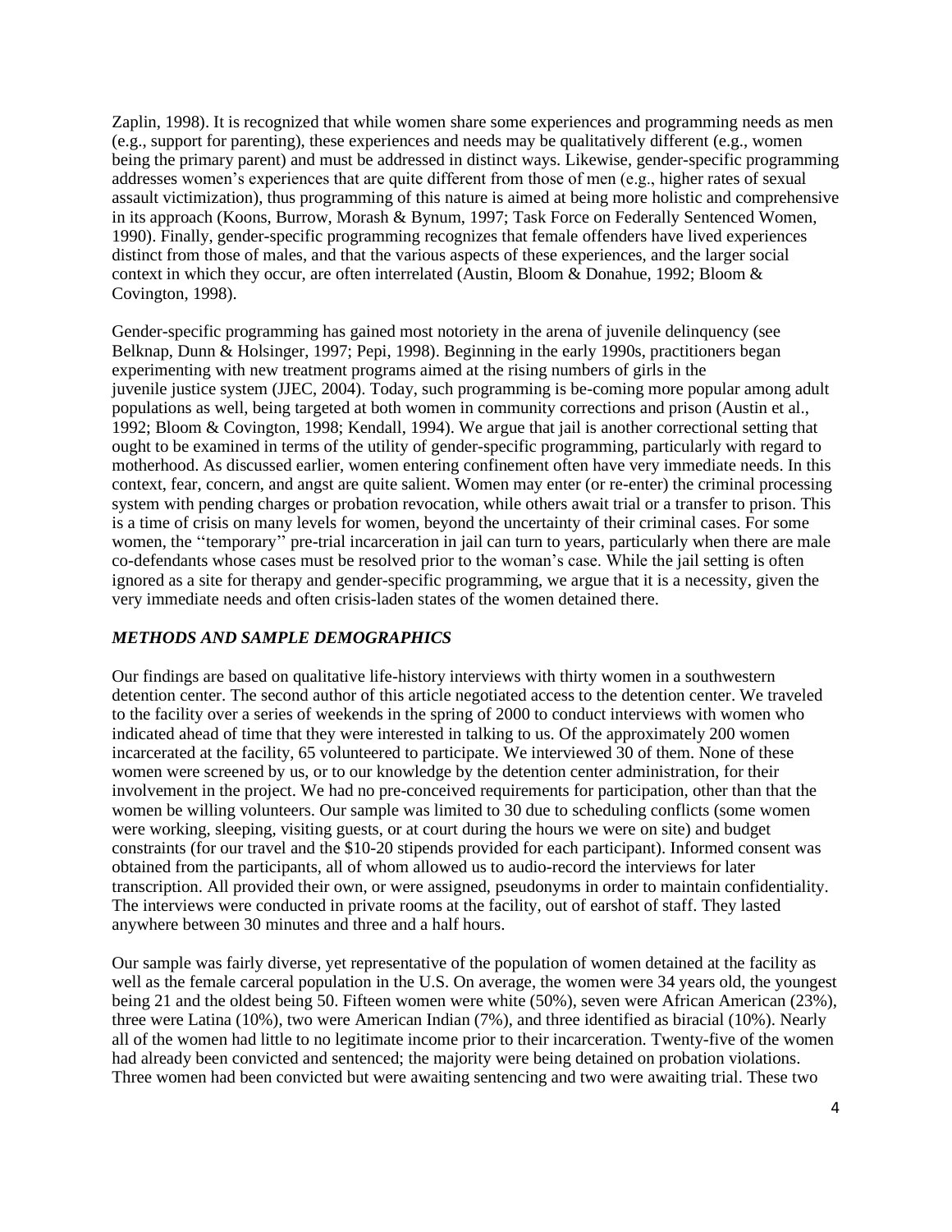Zaplin, 1998). It is recognized that while women share some experiences and programming needs as men (e.g., support for parenting), these experiences and needs may be qualitatively different (e.g., women being the primary parent) and must be addressed in distinct ways. Likewise, gender-specific programming addresses women's experiences that are quite different from those of men (e.g., higher rates of sexual assault victimization), thus programming of this nature is aimed at being more holistic and comprehensive in its approach (Koons, Burrow, Morash & Bynum, 1997; Task Force on Federally Sentenced Women, 1990). Finally, gender-specific programming recognizes that female offenders have lived experiences distinct from those of males, and that the various aspects of these experiences, and the larger social context in which they occur, are often interrelated (Austin, Bloom & Donahue, 1992; Bloom & Covington, 1998).

Gender-specific programming has gained most notoriety in the arena of juvenile delinquency (see Belknap, Dunn & Holsinger, 1997; Pepi, 1998). Beginning in the early 1990s, practitioners began experimenting with new treatment programs aimed at the rising numbers of girls in the juvenile justice system (JJEC, 2004). Today, such programming is be-coming more popular among adult populations as well, being targeted at both women in community corrections and prison (Austin et al., 1992; Bloom & Covington, 1998; Kendall, 1994). We argue that jail is another correctional setting that ought to be examined in terms of the utility of gender-specific programming, particularly with regard to motherhood. As discussed earlier, women entering confinement often have very immediate needs. In this context, fear, concern, and angst are quite salient. Women may enter (or re-enter) the criminal processing system with pending charges or probation revocation, while others await trial or a transfer to prison. This is a time of crisis on many levels for women, beyond the uncertainty of their criminal cases. For some women, the ''temporary'' pre-trial incarceration in jail can turn to years, particularly when there are male co-defendants whose cases must be resolved prior to the woman's case. While the jail setting is often ignored as a site for therapy and gender-specific programming, we argue that it is a necessity, given the very immediate needs and often crisis-laden states of the women detained there.

### *METHODS AND SAMPLE DEMOGRAPHICS*

Our findings are based on qualitative life-history interviews with thirty women in a southwestern detention center. The second author of this article negotiated access to the detention center. We traveled to the facility over a series of weekends in the spring of 2000 to conduct interviews with women who indicated ahead of time that they were interested in talking to us. Of the approximately 200 women incarcerated at the facility, 65 volunteered to participate. We interviewed 30 of them. None of these women were screened by us, or to our knowledge by the detention center administration, for their involvement in the project. We had no pre-conceived requirements for participation, other than that the women be willing volunteers. Our sample was limited to 30 due to scheduling conflicts (some women were working, sleeping, visiting guests, or at court during the hours we were on site) and budget constraints (for our travel and the $10-20 stipends provided for each participant). Informed consent was obtained from the participants, all of whom allowed us to audio-record the interviews for later transcription. All provided their own, or were assigned, pseudonyms in order to maintain confidentiality. The interviews were conducted in private rooms at the facility, out of earshot of staff. They lasted anywhere between 30 minutes and three and a half hours.

Our sample was fairly diverse, yet representative of the population of women detained at the facility as well as the female carceral population in the U.S. On average, the women were 34 years old, the youngest being 21 and the oldest being 50. Fifteen women were white (50%), seven were African American (23%), three were Latina (10%), two were American Indian (7%), and three identified as biracial (10%). Nearly all of the women had little to no legitimate income prior to their incarceration. Twenty-five of the women had already been convicted and sentenced; the majority were being detained on probation violations. Three women had been convicted but were awaiting sentencing and two were awaiting trial. These two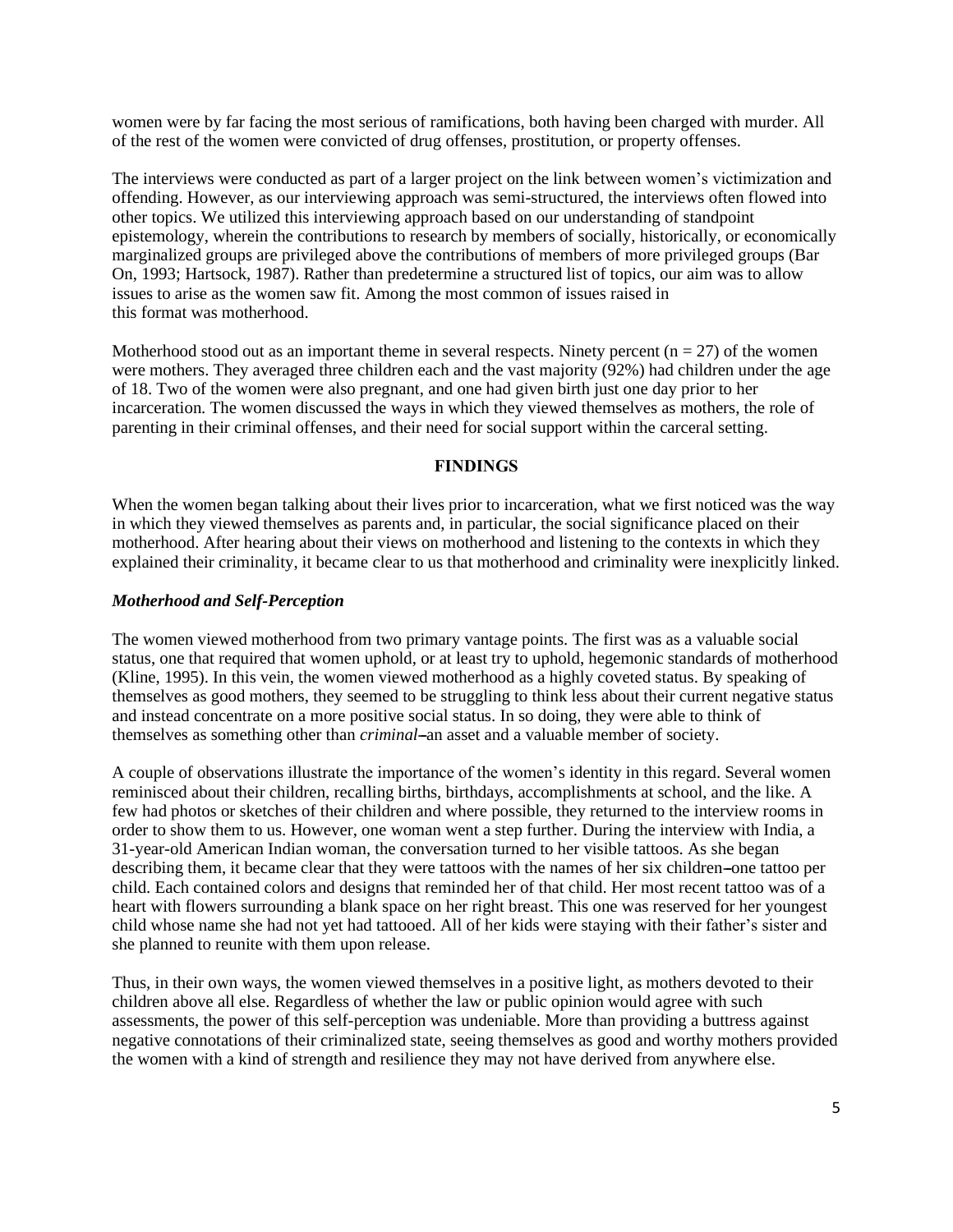women were by far facing the most serious of ramifications, both having been charged with murder. All of the rest of the women were convicted of drug offenses, prostitution, or property offenses.

The interviews were conducted as part of a larger project on the link between women's victimization and offending. However, as our interviewing approach was semi-structured, the interviews often flowed into other topics. We utilized this interviewing approach based on our understanding of standpoint epistemology, wherein the contributions to research by members of socially, historically, or economically marginalized groups are privileged above the contributions of members of more privileged groups (Bar On, 1993; Hartsock, 1987). Rather than predetermine a structured list of topics, our aim was to allow issues to arise as the women saw fit. Among the most common of issues raised in this format was motherhood.

Motherhood stood out as an important theme in several respects. Ninety percent ($n = 27$) of the women were mothers. They averaged three children each and the vast majority (92%) had children under the age of 18. Two of the women were also pregnant, and one had given birth just one day prior to her incarceration. The women discussed the ways in which they viewed themselves as mothers, the role of parenting in their criminal offenses, and their need for social support within the carceral setting.

## FINDINGS

When the women began talking about their lives prior to incarceration, what we first noticed was the way in which they viewed themselves as parents and, in particular, the social significance placed on their motherhood. After hearing about their views on motherhood and listening to the contexts in which they explained their criminality, it became clear to us that motherhood and criminality were inexplicitly linked.

### *Motherhood and Self-Perception*

The women viewed motherhood from two primary vantage points. The first was as a valuable social status, one that required that women uphold, or at least try to uphold, hegemonic standards of motherhood (Kline, 1995). In this vein, the women viewed motherhood as a highly coveted status. By speaking of themselves as good mothers, they seemed to be struggling to think less about their current negative status and instead concentrate on a more positive social status. In so doing, they were able to think of themselves as something other than *criminal*–an asset and a valuable member of society.

A couple of observations illustrate the importance of the women's identity in this regard. Several women reminisced about their children, recalling births, birthdays, accomplishments at school, and the like. A few had photos or sketches of their children and where possible, they returned to the interview rooms in order to show them to us. However, one woman went a step further. During the interview with India, a 31-year-old American Indian woman, the conversation turned to her visible tattoos. As she began describing them, it became clear that they were tattoos with the names of her six children–one tattoo per child. Each contained colors and designs that reminded her of that child. Her most recent tattoo was of a heart with flowers surrounding a blank space on her right breast. This one was reserved for her youngest child whose name she had not yet had tattooed. All of her kids were staying with their father's sister and she planned to reunite with them upon release.

Thus, in their own ways, the women viewed themselves in a positive light, as mothers devoted to their children above all else. Regardless of whether the law or public opinion would agree with such assessments, the power of this self-perception was undeniable. More than providing a buttress against negative connotations of their criminalized state, seeing themselves as good and worthy mothers provided the women with a kind of strength and resilience they may not have derived from anywhere else.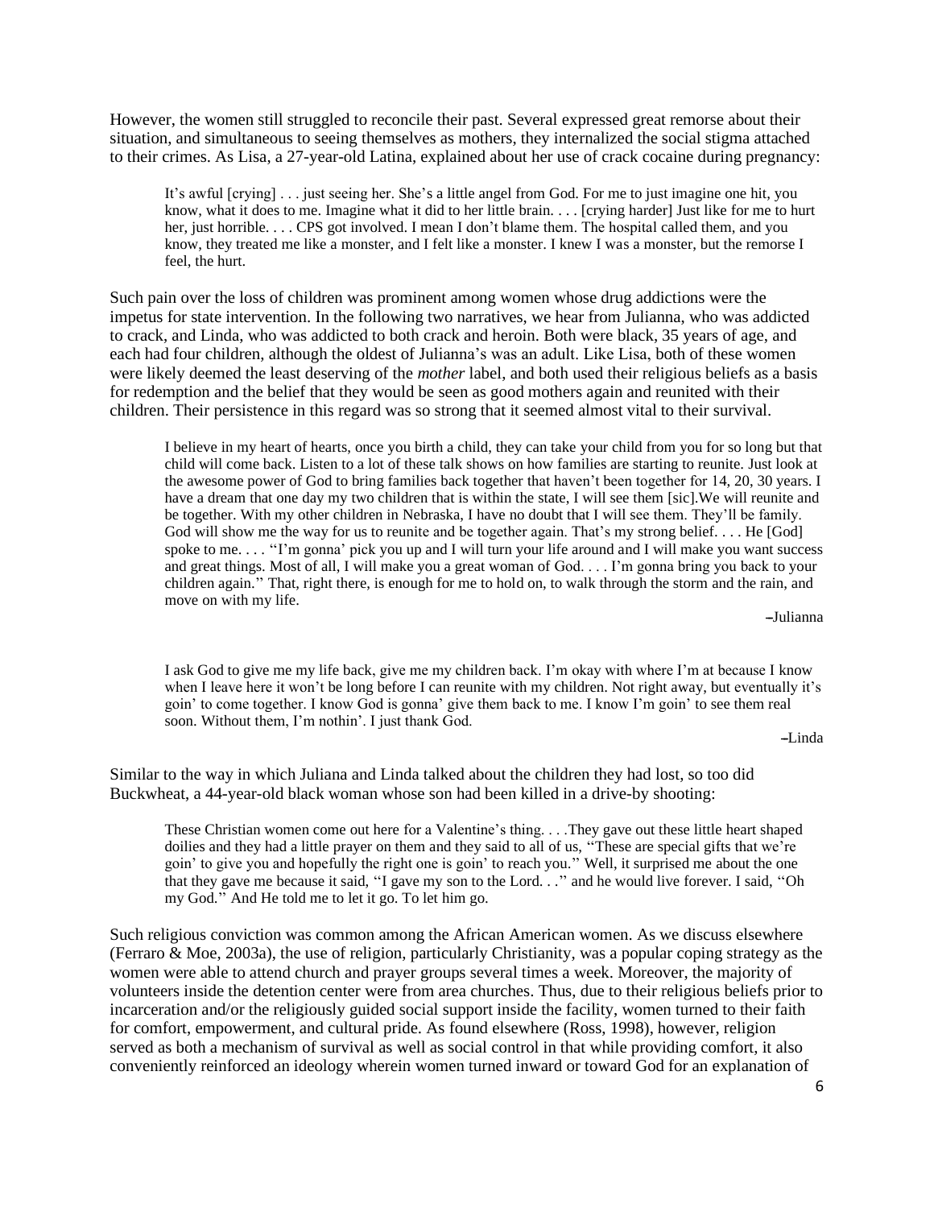However, the women still struggled to reconcile their past. Several expressed great remorse about their situation, and simultaneous to seeing themselves as mothers, they internalized the social stigma attached to their crimes. As Lisa, a 27-year-old Latina, explained about her use of crack cocaine during pregnancy:

> It's awful [crying] . . . just seeing her. She's a little angel from God. For me to just imagine one hit, you know, what it does to me. Imagine what it did to her little brain. . . . [crying harder] Just like for me to hurt her, just horrible. . . . CPS got involved. I mean I don't blame them. The hospital called them, and you know, they treated me like a monster, and I felt like a monster. I knew I was a monster, but the remorse I feel, the hurt.

Such pain over the loss of children was prominent among women whose drug addictions were the impetus for state intervention. In the following two narratives, we hear from Julianna, who was addicted to crack, and Linda, who was addicted to both crack and heroin. Both were black, 35 years of age, and each had four children, although the oldest of Julianna's was an adult. Like Lisa, both of these women were likely deemed the least deserving of the *mother* label, and both used their religious beliefs as a basis for redemption and the belief that they would be seen as good mothers again and reunited with their children. Their persistence in this regard was so strong that it seemed almost vital to their survival.

> I believe in my heart of hearts, once you birth a child, they can take your child from you for so long but that child will come back. Listen to a lot of these talk shows on how families are starting to reunite. Just look at the awesome power of God to bring families back together that haven't been together for 14, 20, 30 years. I have a dream that one day my two children that is within the state, I will see them [sic].We will reunite and be together. With my other children in Nebraska, I have no doubt that I will see them. They'll be family. God will show me the way for us to reunite and be together again. That's my strong belief. . . . He [God] spoke to me. . . . "I'm gonna' pick you up and I will turn your life around and I will make you want success and great things. Most of all, I will make you a great woman of God. . . . I'm gonna bring you back to your children again." That, right there, is enough for me to hold on, to walk through the storm and the rain, and move on with my life.
>
> –Julianna

> I ask God to give me my life back, give me my children back. I'm okay with where I'm at because I know when I leave here it won't be long before I can reunite with my children. Not right away, but eventually it's goin' to come together. I know God is gonna' give them back to me. I know I'm goin' to see them real soon. Without them, I'm nothin'. I just thank God.
>
> –Linda

Similar to the way in which Juliana and Linda talked about the children they had lost, so too did Buckwheat, a 44-year-old black woman whose son had been killed in a drive-by shooting:

> These Christian women come out here for a Valentine's thing. . . .They gave out these little heart shaped doilies and they had a little prayer on them and they said to all of us, "These are special gifts that we're goin' to give you and hopefully the right one is goin' to reach you." Well, it surprised me about the one that they gave me because it said, "I gave my son to the Lord. . ." and he would live forever. I said, "Oh my God." And He told me to let it go. To let him go.

Such religious conviction was common among the African American women. As we discuss elsewhere (Ferraro & Moe, 2003a), the use of religion, particularly Christianity, was a popular coping strategy as the women were able to attend church and prayer groups several times a week. Moreover, the majority of volunteers inside the detention center were from area churches. Thus, due to their religious beliefs prior to incarceration and/or the religiously guided social support inside the facility, women turned to their faith for comfort, empowerment, and cultural pride. As found elsewhere (Ross, 1998), however, religion served as both a mechanism of survival as well as social control in that while providing comfort, it also conveniently reinforced an ideology wherein women turned inward or toward God for an explanation of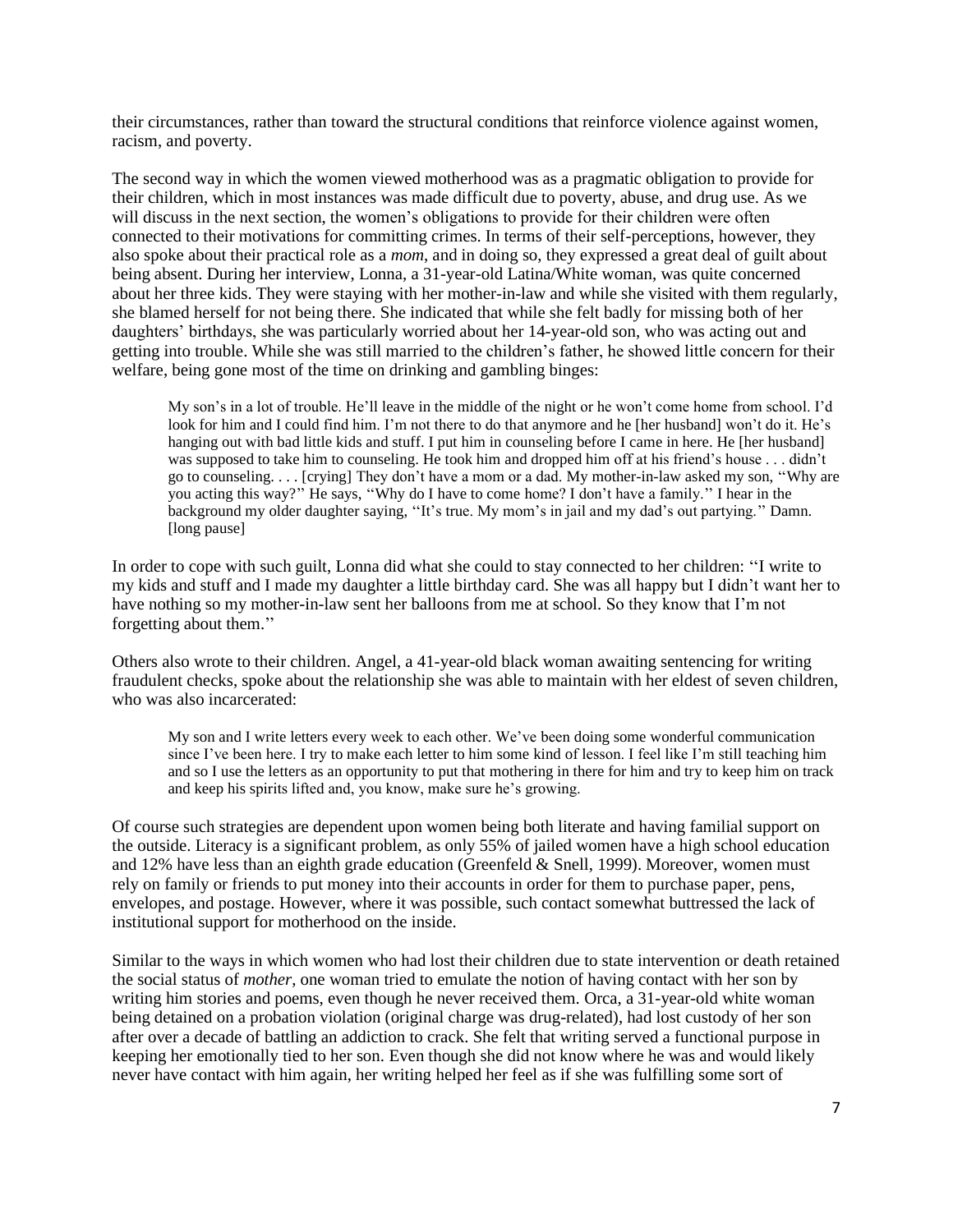their circumstances, rather than toward the structural conditions that reinforce violence against women, racism, and poverty.

The second way in which the women viewed motherhood was as a pragmatic obligation to provide for their children, which in most instances was made difficult due to poverty, abuse, and drug use. As we will discuss in the next section, the women's obligations to provide for their children were often connected to their motivations for committing crimes. In terms of their self-perceptions, however, they also spoke about their practical role as a *mom*, and in doing so, they expressed a great deal of guilt about being absent. During her interview, Lonna, a 31-year-old Latina/White woman, was quite concerned about her three kids. They were staying with her mother-in-law and while she visited with them regularly, she blamed herself for not being there. She indicated that while she felt badly for missing both of her daughters' birthdays, she was particularly worried about her 14-year-old son, who was acting out and getting into trouble. While she was still married to the children's father, he showed little concern for their welfare, being gone most of the time on drinking and gambling binges:

> My son's in a lot of trouble. He'll leave in the middle of the night or he won't come home from school. I'd look for him and I could find him. I'm not there to do that anymore and he [her husband] won't do it. He's hanging out with bad little kids and stuff. I put him in counseling before I came in here. He [her husband] was supposed to take him to counseling. He took him and dropped him off at his friend's house . . . didn't go to counseling. . . . [crying] They don't have a mom or a dad. My mother-in-law asked my son, ''Why are you acting this way?'' He says, ''Why do I have to come home? I don't have a family.'' I hear in the background my older daughter saying, ''It's true. My mom's in jail and my dad's out partying.'' Damn. [long pause]

In order to cope with such guilt, Lonna did what she could to stay connected to her children: ''I write to my kids and stuff and I made my daughter a little birthday card. She was all happy but I didn't want her to have nothing so my mother-in-law sent her balloons from me at school. So they know that I'm not forgetting about them.''

Others also wrote to their children. Angel, a 41-year-old black woman awaiting sentencing for writing fraudulent checks, spoke about the relationship she was able to maintain with her eldest of seven children, who was also incarcerated:

> My son and I write letters every week to each other. We've been doing some wonderful communication since I've been here. I try to make each letter to him some kind of lesson. I feel like I'm still teaching him and so I use the letters as an opportunity to put that mothering in there for him and try to keep him on track and keep his spirits lifted and, you know, make sure he's growing.

Of course such strategies are dependent upon women being both literate and having familial support on the outside. Literacy is a significant problem, as only 55% of jailed women have a high school education and 12% have less than an eighth grade education (Greenfeld & Snell, 1999). Moreover, women must rely on family or friends to put money into their accounts in order for them to purchase paper, pens, envelopes, and postage. However, where it was possible, such contact somewhat buttressed the lack of institutional support for motherhood on the inside.

Similar to the ways in which women who had lost their children due to state intervention or death retained the social status of *mother*, one woman tried to emulate the notion of having contact with her son by writing him stories and poems, even though he never received them. Orca, a 31-year-old white woman being detained on a probation violation (original charge was drug-related), had lost custody of her son after over a decade of battling an addiction to crack. She felt that writing served a functional purpose in keeping her emotionally tied to her son. Even though she did not know where he was and would likely never have contact with him again, her writing helped her feel as if she was fulfilling some sort of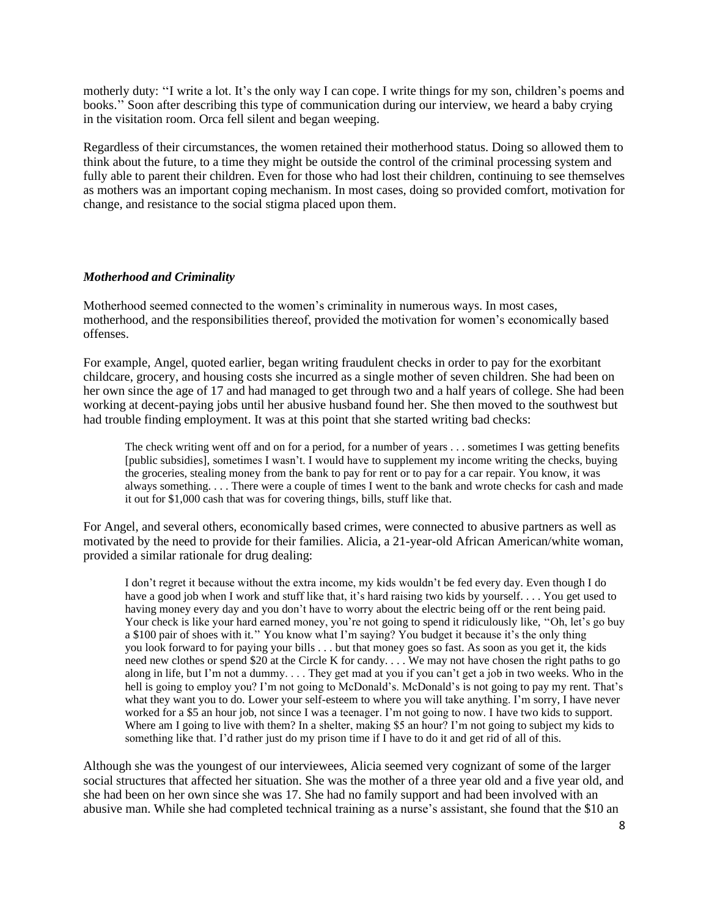motherly duty: ‘‘I write a lot. It’s the only way I can cope. I write things for my son, children’s poems and books.’’ Soon after describing this type of communication during our interview, we heard a baby crying in the visitation room. Orca fell silent and began weeping.

Regardless of their circumstances, the women retained their motherhood status. Doing so allowed them to think about the future, to a time they might be outside the control of the criminal processing system and fully able to parent their children. Even for those who had lost their children, continuing to see themselves as mothers was an important coping mechanism. In most cases, doing so provided comfort, motivation for change, and resistance to the social stigma placed upon them.

### *Motherhood and Criminality*

Motherhood seemed connected to the women’s criminality in numerous ways. In most cases, motherhood, and the responsibilities thereof, provided the motivation for women’s economically based offenses.

For example, Angel, quoted earlier, began writing fraudulent checks in order to pay for the exorbitant childcare, grocery, and housing costs she incurred as a single mother of seven children. She had been on her own since the age of 17 and had managed to get through two and a half years of college. She had been working at decent-paying jobs until her abusive husband found her. She then moved to the southwest but had trouble finding employment. It was at this point that she started writing bad checks:

> The check writing went off and on for a period, for a number of years . . . sometimes I was getting benefits [public subsidies], sometimes I wasn’t. I would have to supplement my income writing the checks, buying the groceries, stealing money from the bank to pay for rent or to pay for a car repair. You know, it was always something. . . . There were a couple of times I went to the bank and wrote checks for cash and made it out for $1,000 cash that was for covering things, bills, stuff like that.

For Angel, and several others, economically based crimes, were connected to abusive partners as well as motivated by the need to provide for their families. Alicia, a 21-year-old African American/white woman, provided a similar rationale for drug dealing:

> I don’t regret it because without the extra income, my kids wouldn’t be fed every day. Even though I do have a good job when I work and stuff like that, it’s hard raising two kids by yourself. . . . You get used to having money every day and you don’t have to worry about the electric being off or the rent being paid. Your check is like your hard earned money, you’re not going to spend it ridiculously like, ‘‘Oh, let’s go buy a $100 pair of shoes with it.’’ You know what I’m saying? You budget it because it’s the only thing you look forward to for paying your bills . . . but that money goes so fast. As soon as you get it, the kids need new clothes or spend $20 at the Circle K for candy. . . . We may not have chosen the right paths to go along in life, but I’m not a dummy. . . . They get mad at you if you can’t get a job in two weeks. Who in the hell is going to employ you? I’m not going to McDonald’s. McDonald’s is not going to pay my rent. That’s what they want you to do. Lower your self-esteem to where you will take anything. I’m sorry, I have never worked for a $5 an hour job, not since I was a teenager. I’m not going to now. I have two kids to support. Where am I going to live with them? In a shelter, making $5 an hour? I’m not going to subject my kids to something like that. I’d rather just do my prison time if I have to do it and get rid of all of this.

Although she was the youngest of our interviewees, Alicia seemed very cognizant of some of the larger social structures that affected her situation. She was the mother of a three year old and a five year old, and she had been on her own since she was 17. She had no family support and had been involved with an abusive man. While she had completed technical training as a nurse’s assistant, she found that the $10 an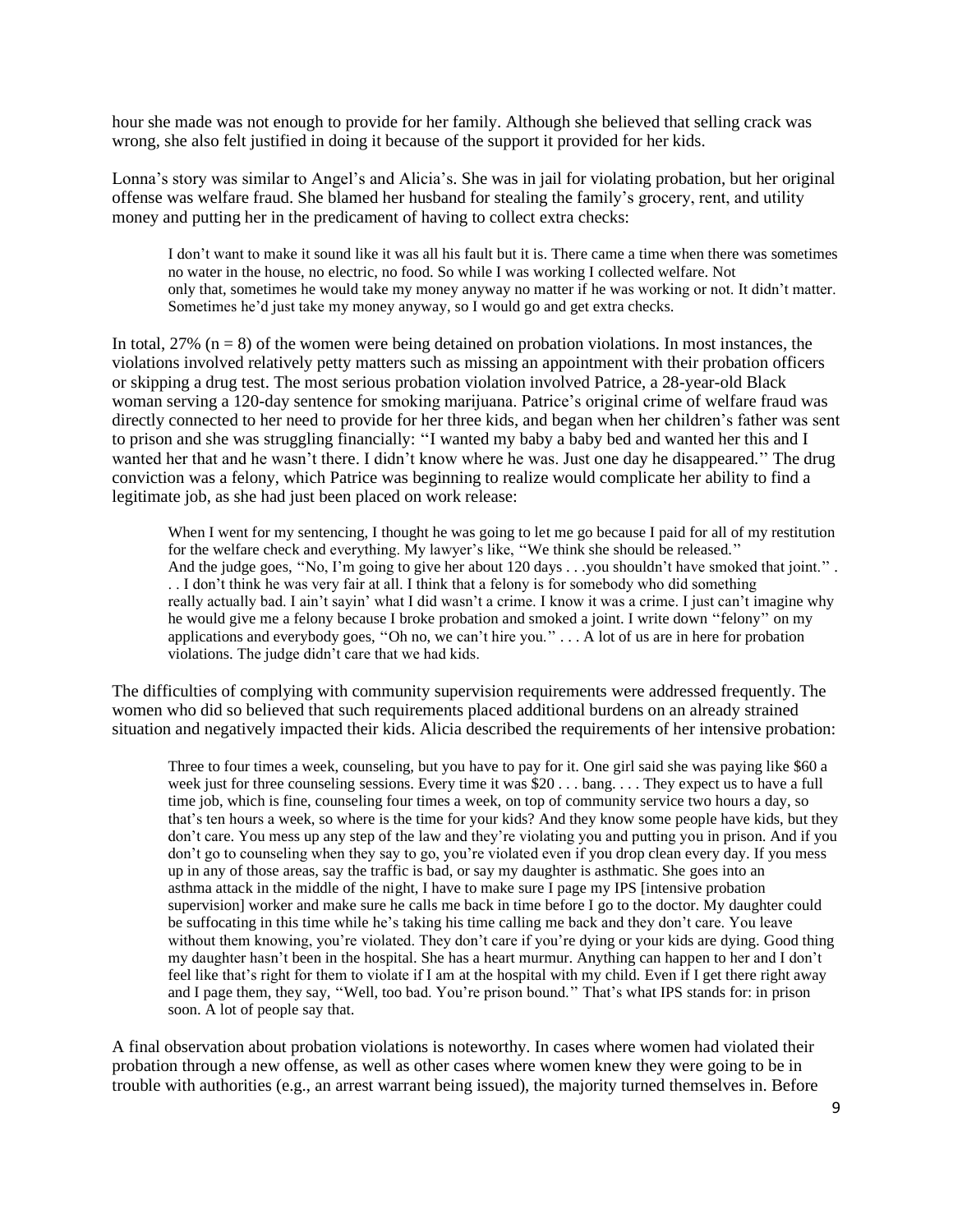hour she made was not enough to provide for her family. Although she believed that selling crack was wrong, she also felt justified in doing it because of the support it provided for her kids.

Lonna's story was similar to Angel's and Alicia's. She was in jail for violating probation, but her original offense was welfare fraud. She blamed her husband for stealing the family's grocery, rent, and utility money and putting her in the predicament of having to collect extra checks:

> I don't want to make it sound like it was all his fault but it is. There came a time when there was sometimes no water in the house, no electric, no food. So while I was working I collected welfare. Not only that, sometimes he would take my money anyway no matter if he was working or not. It didn't matter. Sometimes he'd just take my money anyway, so I would go and get extra checks.

In total, 27% (n = 8) of the women were being detained on probation violations. In most instances, the violations involved relatively petty matters such as missing an appointment with their probation officers or skipping a drug test. The most serious probation violation involved Patrice, a 28-year-old Black woman serving a 120-day sentence for smoking marijuana. Patrice's original crime of welfare fraud was directly connected to her need to provide for her three kids, and began when her children's father was sent to prison and she was struggling financially: ''I wanted my baby a baby bed and wanted her this and I wanted her that and he wasn't there. I didn't know where he was. Just one day he disappeared.'' The drug conviction was a felony, which Patrice was beginning to realize would complicate her ability to find a legitimate job, as she had just been placed on work release:

> When I went for my sentencing, I thought he was going to let me go because I paid for all of my restitution for the welfare check and everything. My lawyer's like, ''We think she should be released.'' And the judge goes, ''No, I'm going to give her about 120 days . . .you shouldn't have smoked that joint.'' . . . I don't think he was very fair at all. I think that a felony is for somebody who did something really actually bad. I ain't sayin' what I did wasn't a crime. I know it was a crime. I just can't imagine why he would give me a felony because I broke probation and smoked a joint. I write down ''felony'' on my applications and everybody goes, ''Oh no, we can't hire you.'' . . . A lot of us are in here for probation violations. The judge didn't care that we had kids.

The difficulties of complying with community supervision requirements were addressed frequently. The women who did so believed that such requirements placed additional burdens on an already strained situation and negatively impacted their kids. Alicia described the requirements of her intensive probation:

> Three to four times a week, counseling, but you have to pay for it. One girl said she was paying like $60 a week just for three counseling sessions. Every time it was $20 . . . bang. . . . They expect us to have a full time job, which is fine, counseling four times a week, on top of community service two hours a day, so that's ten hours a week, so where is the time for your kids? And they know some people have kids, but they don't care. You mess up any step of the law and they're violating you and putting you in prison. And if you don't go to counseling when they say to go, you're violated even if you drop clean every day. If you mess up in any of those areas, say the traffic is bad, or say my daughter is asthmatic. She goes into an asthma attack in the middle of the night, I have to make sure I page my IPS [intensive probation supervision] worker and make sure he calls me back in time before I go to the doctor. My daughter could be suffocating in this time while he's taking his time calling me back and they don't care. You leave without them knowing, you're violated. They don't care if you're dying or your kids are dying. Good thing my daughter hasn't been in the hospital. She has a heart murmur. Anything can happen to her and I don't feel like that's right for them to violate if I am at the hospital with my child. Even if I get there right away and I page them, they say, ''Well, too bad. You're prison bound.'' That's what IPS stands for: in prison soon. A lot of people say that.

A final observation about probation violations is noteworthy. In cases where women had violated their probation through a new offense, as well as other cases where women knew they were going to be in trouble with authorities (e.g., an arrest warrant being issued), the majority turned themselves in. Before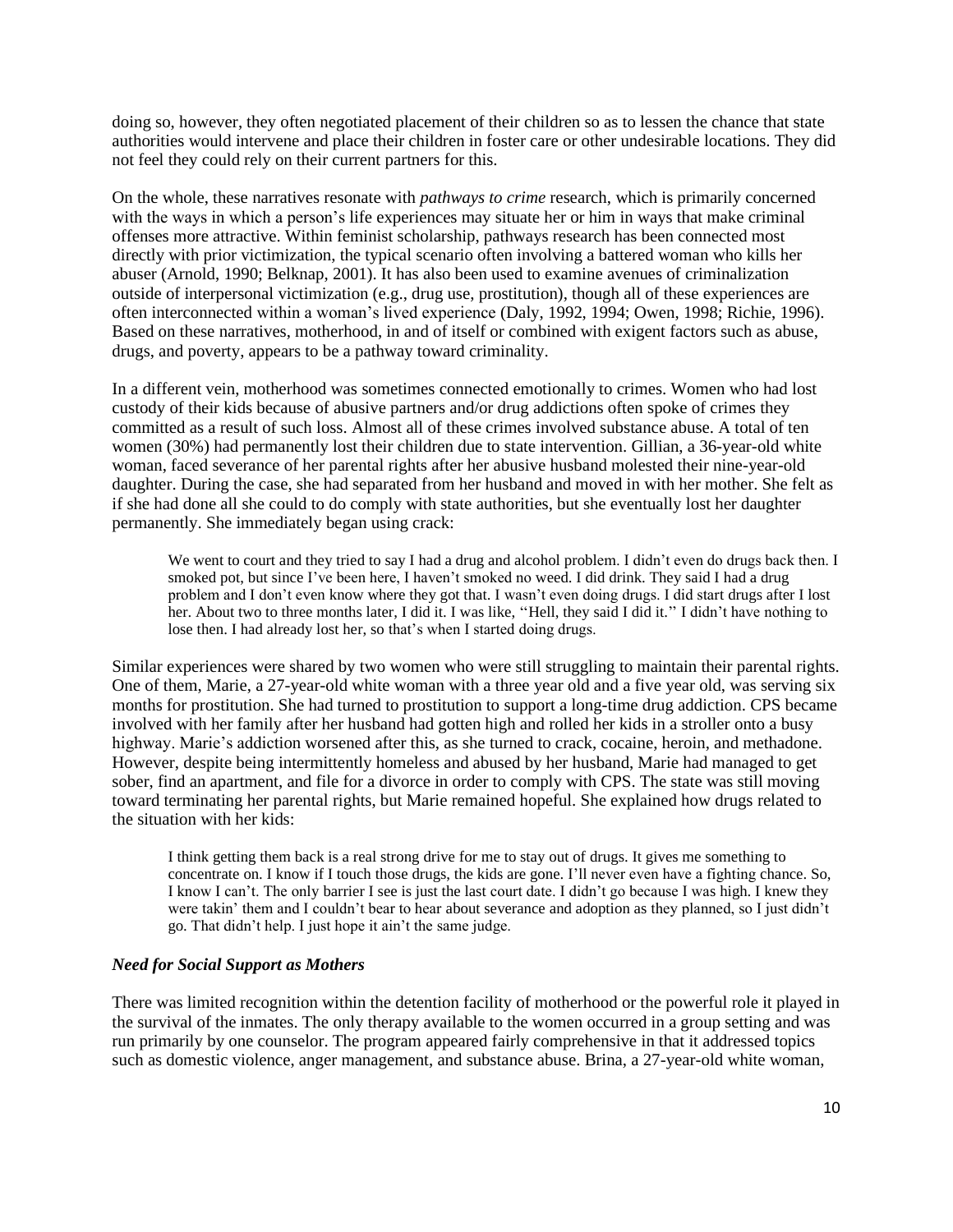doing so, however, they often negotiated placement of their children so as to lessen the chance that state authorities would intervene and place their children in foster care or other undesirable locations. They did not feel they could rely on their current partners for this.

On the whole, these narratives resonate with *pathways to crime* research, which is primarily concerned with the ways in which a person's life experiences may situate her or him in ways that make criminal offenses more attractive. Within feminist scholarship, pathways research has been connected most directly with prior victimization, the typical scenario often involving a battered woman who kills her abuser (Arnold, 1990; Belknap, 2001). It has also been used to examine avenues of criminalization outside of interpersonal victimization (e.g., drug use, prostitution), though all of these experiences are often interconnected within a woman's lived experience (Daly, 1992, 1994; Owen, 1998; Richie, 1996). Based on these narratives, motherhood, in and of itself or combined with exigent factors such as abuse, drugs, and poverty, appears to be a pathway toward criminality.

In a different vein, motherhood was sometimes connected emotionally to crimes. Women who had lost custody of their kids because of abusive partners and/or drug addictions often spoke of crimes they committed as a result of such loss. Almost all of these crimes involved substance abuse. A total of ten women (30%) had permanently lost their children due to state intervention. Gillian, a 36-year-old white woman, faced severance of her parental rights after her abusive husband molested their nine-year-old daughter. During the case, she had separated from her husband and moved in with her mother. She felt as if she had done all she could to do comply with state authorities, but she eventually lost her daughter permanently. She immediately began using crack:

> We went to court and they tried to say I had a drug and alcohol problem. I didn't even do drugs back then. I smoked pot, but since I've been here, I haven't smoked no weed. I did drink. They said I had a drug problem and I don't even know where they got that. I wasn't even doing drugs. I did start drugs after I lost her. About two to three months later, I did it. I was like, "Hell, they said I did it." I didn't have nothing to lose then. I had already lost her, so that's when I started doing drugs.

Similar experiences were shared by two women who were still struggling to maintain their parental rights. One of them, Marie, a 27-year-old white woman with a three year old and a five year old, was serving six months for prostitution. She had turned to prostitution to support a long-time drug addiction. CPS became involved with her family after her husband had gotten high and rolled her kids in a stroller onto a busy highway. Marie's addiction worsened after this, as she turned to crack, cocaine, heroin, and methadone. However, despite being intermittently homeless and abused by her husband, Marie had managed to get sober, find an apartment, and file for a divorce in order to comply with CPS. The state was still moving toward terminating her parental rights, but Marie remained hopeful. She explained how drugs related to the situation with her kids:

> I think getting them back is a real strong drive for me to stay out of drugs. It gives me something to concentrate on. I know if I touch those drugs, the kids are gone. I'll never even have a fighting chance. So, I know I can't. The only barrier I see is just the last court date. I didn't go because I was high. I knew they were takin' them and I couldn't bear to hear about severance and adoption as they planned, so I just didn't go. That didn't help. I just hope it ain't the same judge.

### *Need for Social Support as Mothers*

There was limited recognition within the detention facility of motherhood or the powerful role it played in the survival of the inmates. The only therapy available to the women occurred in a group setting and was run primarily by one counselor. The program appeared fairly comprehensive in that it addressed topics such as domestic violence, anger management, and substance abuse. Brina, a 27-year-old white woman,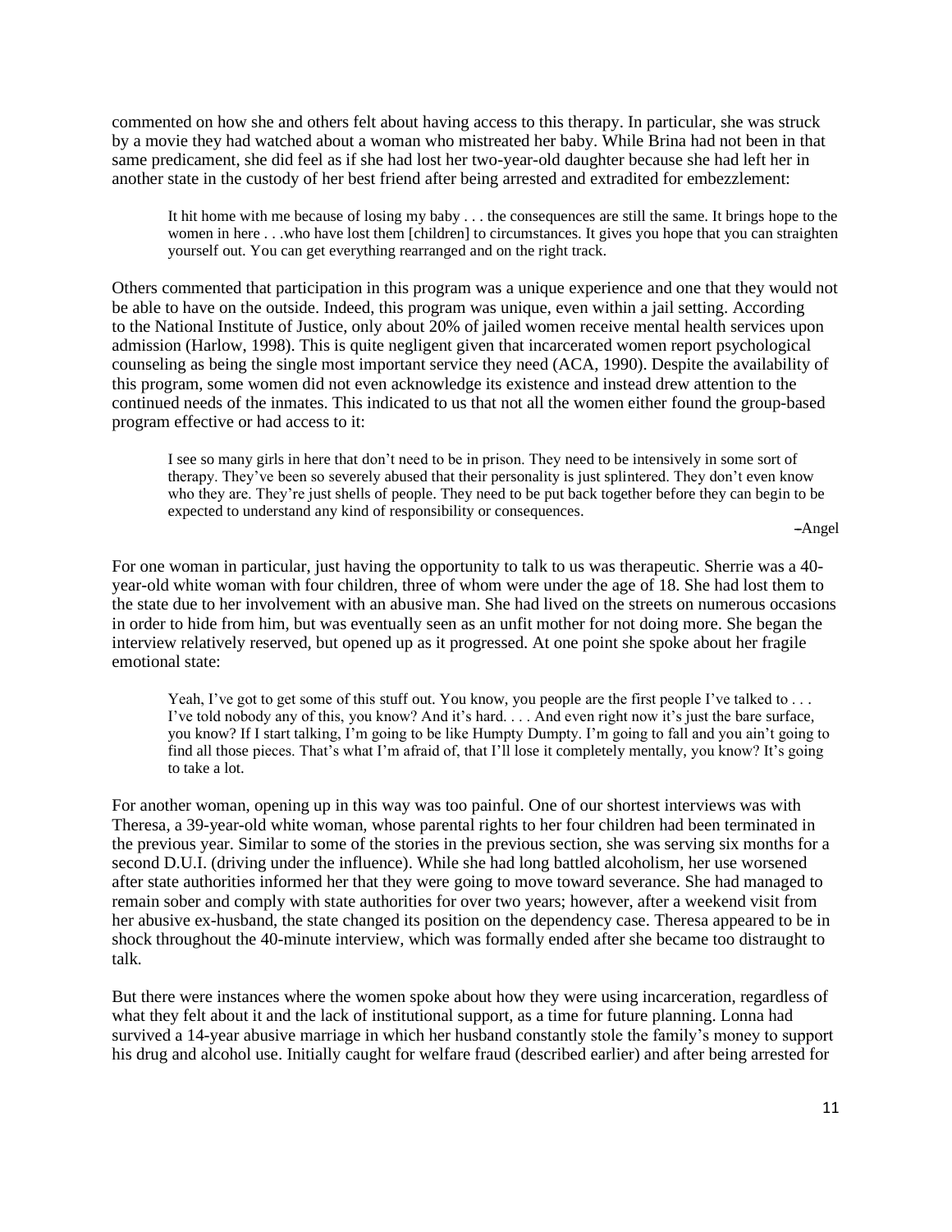commented on how she and others felt about having access to this therapy. In particular, she was struck by a movie they had watched about a woman who mistreated her baby. While Brina had not been in that same predicament, she did feel as if she had lost her two-year-old daughter because she had left her in another state in the custody of her best friend after being arrested and extradited for embezzlement:

> It hit home with me because of losing my baby . . . the consequences are still the same. It brings hope to the women in here . . .who have lost them [children] to circumstances. It gives you hope that you can straighten yourself out. You can get everything rearranged and on the right track.

Others commented that participation in this program was a unique experience and one that they would not be able to have on the outside. Indeed, this program was unique, even within a jail setting. According to the National Institute of Justice, only about 20% of jailed women receive mental health services upon admission (Harlow, 1998). This is quite negligent given that incarcerated women report psychological counseling as being the single most important service they need (ACA, 1990). Despite the availability of this program, some women did not even acknowledge its existence and instead drew attention to the continued needs of the inmates. This indicated to us that not all the women either found the group-based program effective or had access to it:

> I see so many girls in here that don't need to be in prison. They need to be intensively in some sort of therapy. They've been so severely abused that their personality is just splintered. They don't even know who they are. They're just shells of people. They need to be put back together before they can begin to be expected to understand any kind of responsibility or consequences.
>
> –Angel

For one woman in particular, just having the opportunity to talk to us was therapeutic. Sherrie was a 40-year-old white woman with four children, three of whom were under the age of 18. She had lost them to the state due to her involvement with an abusive man. She had lived on the streets on numerous occasions in order to hide from him, but was eventually seen as an unfit mother for not doing more. She began the interview relatively reserved, but opened up as it progressed. At one point she spoke about her fragile emotional state:

> Yeah, I've got to get some of this stuff out. You know, you people are the first people I've talked to . . . I've told nobody any of this, you know? And it's hard. . . . And even right now it's just the bare surface, you know? If I start talking, I'm going to be like Humpty Dumpty. I'm going to fall and you ain't going to find all those pieces. That's what I'm afraid of, that I'll lose it completely mentally, you know? It's going to take a lot.

For another woman, opening up in this way was too painful. One of our shortest interviews was with Theresa, a 39-year-old white woman, whose parental rights to her four children had been terminated in the previous year. Similar to some of the stories in the previous section, she was serving six months for a second D.U.I. (driving under the influence). While she had long battled alcoholism, her use worsened after state authorities informed her that they were going to move toward severance. She had managed to remain sober and comply with state authorities for over two years; however, after a weekend visit from her abusive ex-husband, the state changed its position on the dependency case. Theresa appeared to be in shock throughout the 40-minute interview, which was formally ended after she became too distraught to talk.

But there were instances where the women spoke about how they were using incarceration, regardless of what they felt about it and the lack of institutional support, as a time for future planning. Lonna had survived a 14-year abusive marriage in which her husband constantly stole the family's money to support his drug and alcohol use. Initially caught for welfare fraud (described earlier) and after being arrested for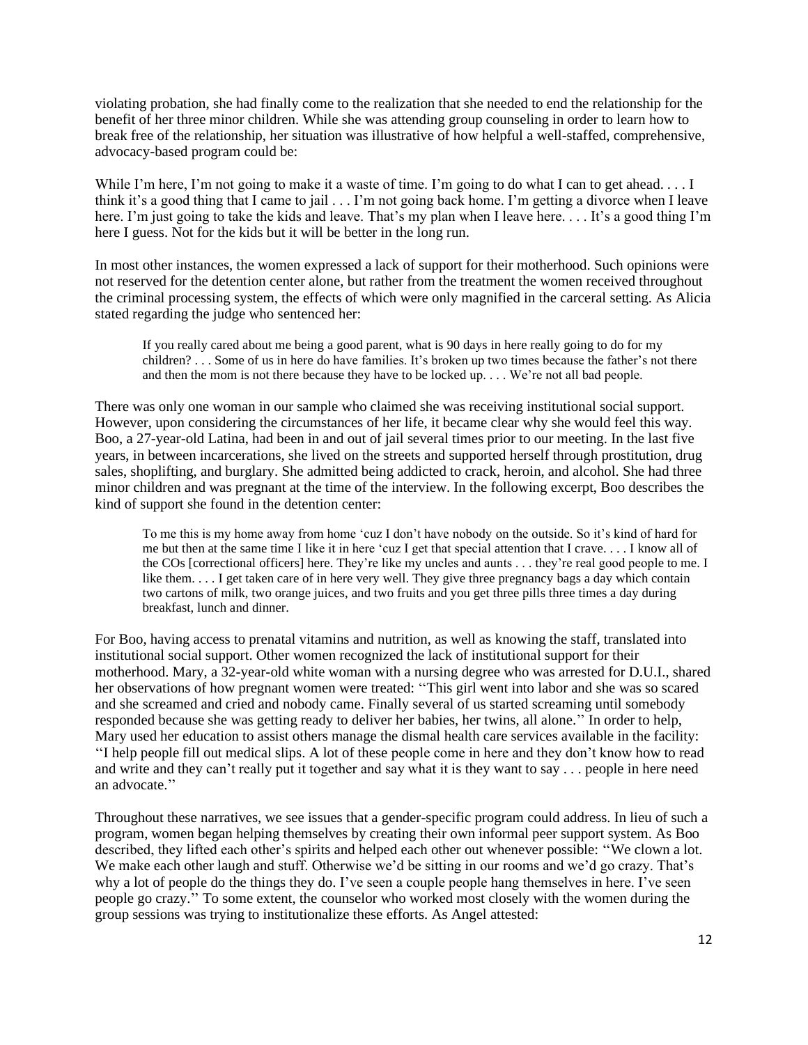violating probation, she had finally come to the realization that she needed to end the relationship for the benefit of her three minor children. While she was attending group counseling in order to learn how to break free of the relationship, her situation was illustrative of how helpful a well-staffed, comprehensive, advocacy-based program could be:

While I'm here, I'm not going to make it a waste of time. I'm going to do what I can to get ahead. . . . I think it's a good thing that I came to jail . . . I'm not going back home. I'm getting a divorce when I leave here. I'm just going to take the kids and leave. That's my plan when I leave here. . . . It's a good thing I'm here I guess. Not for the kids but it will be better in the long run.

In most other instances, the women expressed a lack of support for their motherhood. Such opinions were not reserved for the detention center alone, but rather from the treatment the women received throughout the criminal processing system, the effects of which were only magnified in the carceral setting. As Alicia stated regarding the judge who sentenced her:

> If you really cared about me being a good parent, what is 90 days in here really going to do for my children? . . . Some of us in here do have families. It's broken up two times because the father's not there and then the mom is not there because they have to be locked up. . . . We're not all bad people.

There was only one woman in our sample who claimed she was receiving institutional social support. However, upon considering the circumstances of her life, it became clear why she would feel this way. Boo, a 27-year-old Latina, had been in and out of jail several times prior to our meeting. In the last five years, in between incarcerations, she lived on the streets and supported herself through prostitution, drug sales, shoplifting, and burglary. She admitted being addicted to crack, heroin, and alcohol. She had three minor children and was pregnant at the time of the interview. In the following excerpt, Boo describes the kind of support she found in the detention center:

> To me this is my home away from home 'cuz I don't have nobody on the outside. So it's kind of hard for me but then at the same time I like it in here 'cuz I get that special attention that I crave. . . . I know all of the COs [correctional officers] here. They're like my uncles and aunts . . . they're real good people to me. I like them. . . . I get taken care of in here very well. They give three pregnancy bags a day which contain two cartons of milk, two orange juices, and two fruits and you get three pills three times a day during breakfast, lunch and dinner.

For Boo, having access to prenatal vitamins and nutrition, as well as knowing the staff, translated into institutional social support. Other women recognized the lack of institutional support for their motherhood. Mary, a 32-year-old white woman with a nursing degree who was arrested for D.U.I., shared her observations of how pregnant women were treated: ''This girl went into labor and she was so scared and she screamed and cried and nobody came. Finally several of us started screaming until somebody responded because she was getting ready to deliver her babies, her twins, all alone.'' In order to help, Mary used her education to assist others manage the dismal health care services available in the facility: ''I help people fill out medical slips. A lot of these people come in here and they don't know how to read and write and they can't really put it together and say what it is they want to say . . . people in here need an advocate.''

Throughout these narratives, we see issues that a gender-specific program could address. In lieu of such a program, women began helping themselves by creating their own informal peer support system. As Boo described, they lifted each other's spirits and helped each other out whenever possible: ''We clown a lot. We make each other laugh and stuff. Otherwise we'd be sitting in our rooms and we'd go crazy. That's why a lot of people do the things they do. I've seen a couple people hang themselves in here. I've seen people go crazy.'' To some extent, the counselor who worked most closely with the women during the group sessions was trying to institutionalize these efforts. As Angel attested: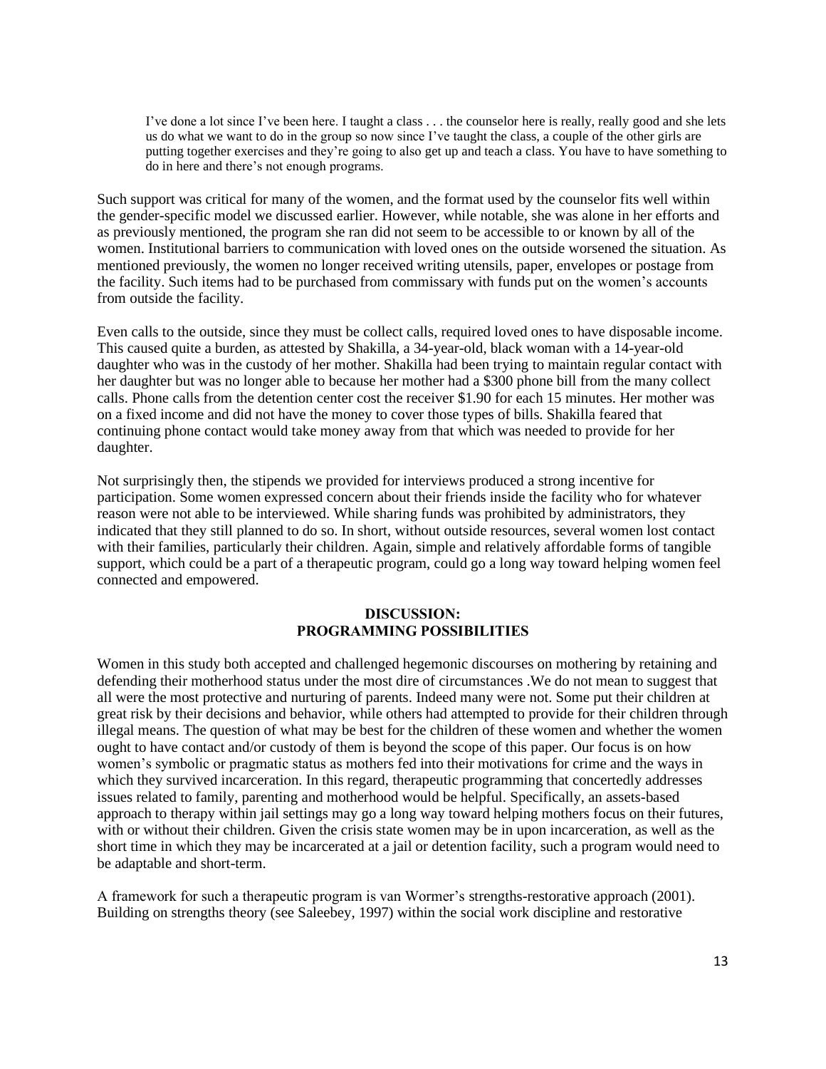> I've done a lot since I've been here. I taught a class . . . the counselor here is really, really good and she lets us do what we want to do in the group so now since I've taught the class, a couple of the other girls are putting together exercises and they're going to also get up and teach a class. You have to have something to do in here and there's not enough programs.

Such support was critical for many of the women, and the format used by the counselor fits well within the gender-specific model we discussed earlier. However, while notable, she was alone in her efforts and as previously mentioned, the program she ran did not seem to be accessible to or known by all of the women. Institutional barriers to communication with loved ones on the outside worsened the situation. As mentioned previously, the women no longer received writing utensils, paper, envelopes or postage from the facility. Such items had to be purchased from commissary with funds put on the women's accounts from outside the facility.

Even calls to the outside, since they must be collect calls, required loved ones to have disposable income. This caused quite a burden, as attested by Shakilla, a 34-year-old, black woman with a 14-year-old daughter who was in the custody of her mother. Shakilla had been trying to maintain regular contact with her daughter but was no longer able to because her mother had a $300 phone bill from the many collect calls. Phone calls from the detention center cost the receiver $1.90 for each 15 minutes. Her mother was on a fixed income and did not have the money to cover those types of bills. Shakilla feared that continuing phone contact would take money away from that which was needed to provide for her daughter.

Not surprisingly then, the stipends we provided for interviews produced a strong incentive for participation. Some women expressed concern about their friends inside the facility who for whatever reason were not able to be interviewed. While sharing funds was prohibited by administrators, they indicated that they still planned to do so. In short, without outside resources, several women lost contact with their families, particularly their children. Again, simple and relatively affordable forms of tangible support, which could be a part of a therapeutic program, could go a long way toward helping women feel connected and empowered.

## DISCUSSION: PROGRAMMING POSSIBILITIES

Women in this study both accepted and challenged hegemonic discourses on mothering by retaining and defending their motherhood status under the most dire of circumstances .We do not mean to suggest that all were the most protective and nurturing of parents. Indeed many were not. Some put their children at great risk by their decisions and behavior, while others had attempted to provide for their children through illegal means. The question of what may be best for the children of these women and whether the women ought to have contact and/or custody of them is beyond the scope of this paper. Our focus is on how women's symbolic or pragmatic status as mothers fed into their motivations for crime and the ways in which they survived incarceration. In this regard, therapeutic programming that concertedly addresses issues related to family, parenting and motherhood would be helpful. Specifically, an assets-based approach to therapy within jail settings may go a long way toward helping mothers focus on their futures, with or without their children. Given the crisis state women may be in upon incarceration, as well as the short time in which they may be incarcerated at a jail or detention facility, such a program would need to be adaptable and short-term.

A framework for such a therapeutic program is van Wormer's strengths-restorative approach (2001). Building on strengths theory (see Saleebey, 1997) within the social work discipline and restorative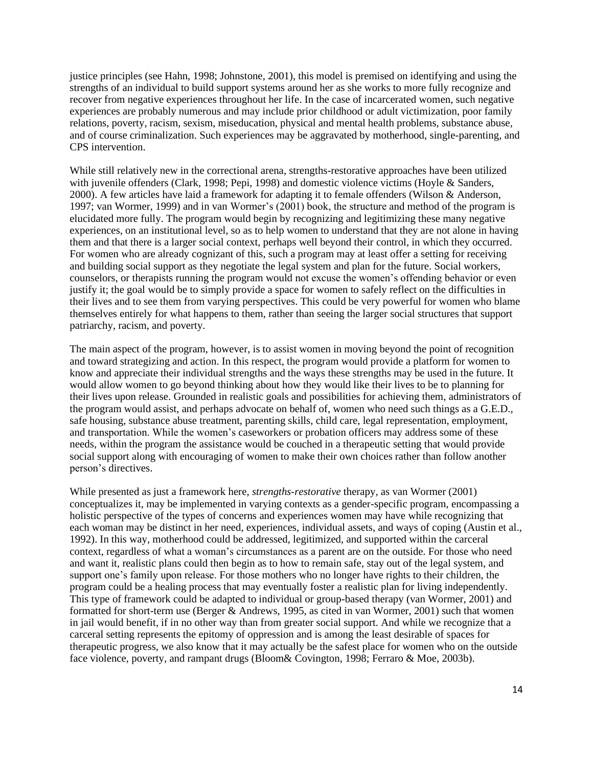justice principles (see Hahn, 1998; Johnstone, 2001), this model is premised on identifying and using the strengths of an individual to build support systems around her as she works to more fully recognize and recover from negative experiences throughout her life. In the case of incarcerated women, such negative experiences are probably numerous and may include prior childhood or adult victimization, poor family relations, poverty, racism, sexism, miseducation, physical and mental health problems, substance abuse, and of course criminalization. Such experiences may be aggravated by motherhood, single-parenting, and CPS intervention.

While still relatively new in the correctional arena, strengths-restorative approaches have been utilized with juvenile offenders (Clark, 1998; Pepi, 1998) and domestic violence victims (Hoyle & Sanders, 2000). A few articles have laid a framework for adapting it to female offenders (Wilson & Anderson, 1997; van Wormer, 1999) and in van Wormer's (2001) book, the structure and method of the program is elucidated more fully. The program would begin by recognizing and legitimizing these many negative experiences, on an institutional level, so as to help women to understand that they are not alone in having them and that there is a larger social context, perhaps well beyond their control, in which they occurred. For women who are already cognizant of this, such a program may at least offer a setting for receiving and building social support as they negotiate the legal system and plan for the future. Social workers, counselors, or therapists running the program would not excuse the women's offending behavior or even justify it; the goal would be to simply provide a space for women to safely reflect on the difficulties in their lives and to see them from varying perspectives. This could be very powerful for women who blame themselves entirely for what happens to them, rather than seeing the larger social structures that support patriarchy, racism, and poverty.

The main aspect of the program, however, is to assist women in moving beyond the point of recognition and toward strategizing and action. In this respect, the program would provide a platform for women to know and appreciate their individual strengths and the ways these strengths may be used in the future. It would allow women to go beyond thinking about how they would like their lives to be to planning for their lives upon release. Grounded in realistic goals and possibilities for achieving them, administrators of the program would assist, and perhaps advocate on behalf of, women who need such things as a G.E.D., safe housing, substance abuse treatment, parenting skills, child care, legal representation, employment, and transportation. While the women's caseworkers or probation officers may address some of these needs, within the program the assistance would be couched in a therapeutic setting that would provide social support along with encouraging of women to make their own choices rather than follow another person's directives.

While presented as just a framework here, *strengths-restorative* therapy, as van Wormer (2001) conceptualizes it, may be implemented in varying contexts as a gender-specific program, encompassing a holistic perspective of the types of concerns and experiences women may have while recognizing that each woman may be distinct in her need, experiences, individual assets, and ways of coping (Austin et al., 1992). In this way, motherhood could be addressed, legitimized, and supported within the carceral context, regardless of what a woman's circumstances as a parent are on the outside. For those who need and want it, realistic plans could then begin as to how to remain safe, stay out of the legal system, and support one's family upon release. For those mothers who no longer have rights to their children, the program could be a healing process that may eventually foster a realistic plan for living independently. This type of framework could be adapted to individual or group-based therapy (van Wormer, 2001) and formatted for short-term use (Berger & Andrews, 1995, as cited in van Wormer, 2001) such that women in jail would benefit, if in no other way than from greater social support. And while we recognize that a carceral setting represents the epitomy of oppression and is among the least desirable of spaces for therapeutic progress, we also know that it may actually be the safest place for women who on the outside face violence, poverty, and rampant drugs (Bloom& Covington, 1998; Ferraro & Moe, 2003b).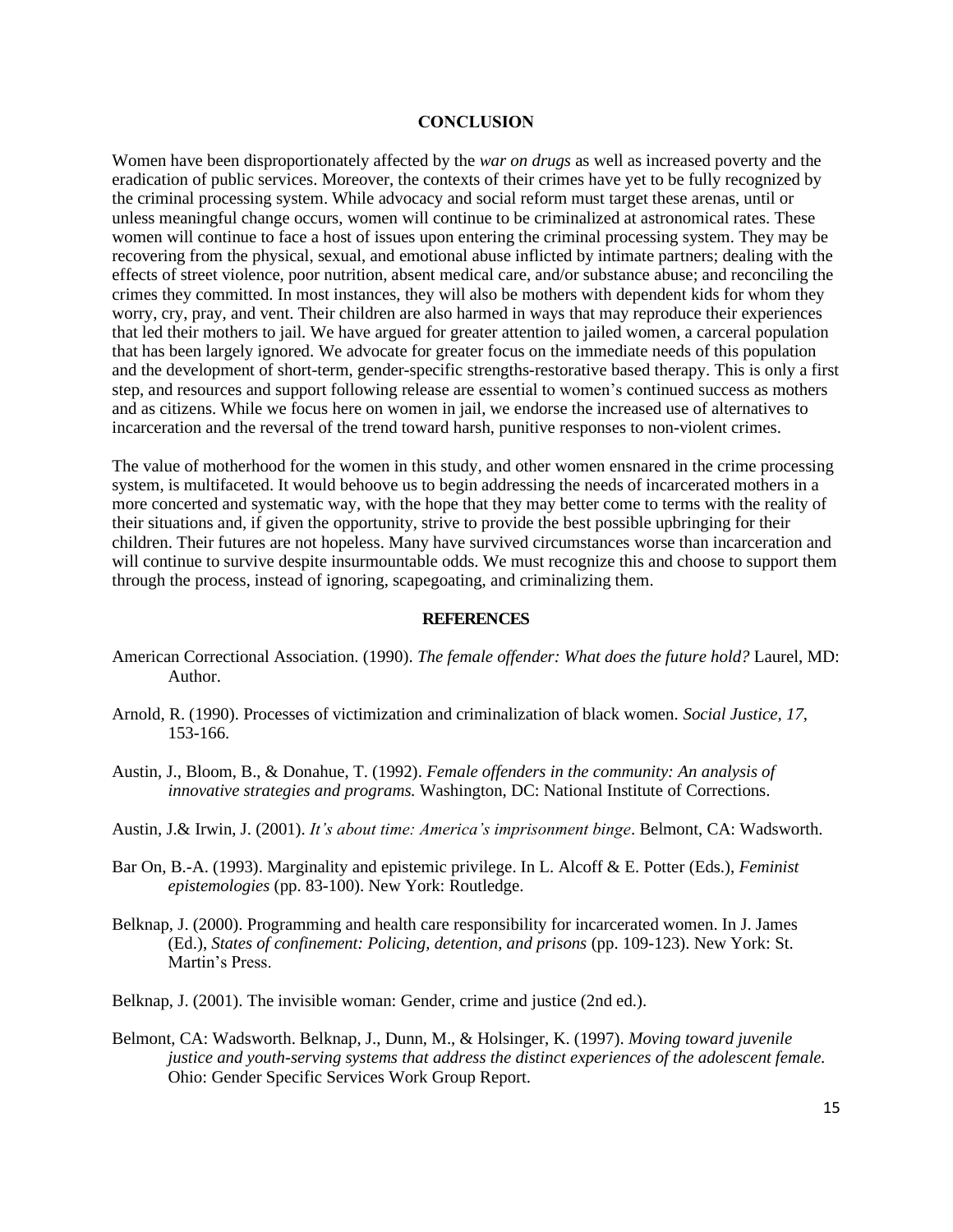## CONCLUSION

Women have been disproportionately affected by the *war on drugs* as well as increased poverty and the eradication of public services. Moreover, the contexts of their crimes have yet to be fully recognized by the criminal processing system. While advocacy and social reform must target these arenas, until or unless meaningful change occurs, women will continue to be criminalized at astronomical rates. These women will continue to face a host of issues upon entering the criminal processing system. They may be recovering from the physical, sexual, and emotional abuse inflicted by intimate partners; dealing with the effects of street violence, poor nutrition, absent medical care, and/or substance abuse; and reconciling the crimes they committed. In most instances, they will also be mothers with dependent kids for whom they worry, cry, pray, and vent. Their children are also harmed in ways that may reproduce their experiences that led their mothers to jail. We have argued for greater attention to jailed women, a carceral population that has been largely ignored. We advocate for greater focus on the immediate needs of this population and the development of short-term, gender-specific strengths-restorative based therapy. This is only a first step, and resources and support following release are essential to women's continued success as mothers and as citizens. While we focus here on women in jail, we endorse the increased use of alternatives to incarceration and the reversal of the trend toward harsh, punitive responses to non-violent crimes.

The value of motherhood for the women in this study, and other women ensnared in the crime processing system, is multifaceted. It would behoove us to begin addressing the needs of incarcerated mothers in a more concerted and systematic way, with the hope that they may better come to terms with the reality of their situations and, if given the opportunity, strive to provide the best possible upbringing for their children. Their futures are not hopeless. Many have survived circumstances worse than incarceration and will continue to survive despite insurmountable odds. We must recognize this and choose to support them through the process, instead of ignoring, scapegoating, and criminalizing them.

## REFERENCES

American Correctional Association. (1990). *The female offender: What does the future hold?* Laurel, MD: Author.

Arnold, R. (1990). Processes of victimization and criminalization of black women. *Social Justice, 17,* 153-166.

Austin, J., Bloom, B., & Donahue, T. (1992). *Female offenders in the community: An analysis of innovative strategies and programs.* Washington, DC: National Institute of Corrections.

Austin, J.& Irwin, J. (2001). *It's about time: America's imprisonment binge*. Belmont, CA: Wadsworth.

Bar On, B.-A. (1993). Marginality and epistemic privilege. In L. Alcoff & E. Potter (Eds.), *Feminist epistemologies* (pp. 83-100). New York: Routledge.

Belknap, J. (2000). Programming and health care responsibility for incarcerated women. In J. James (Ed.), *States of confinement: Policing, detention, and prisons* (pp. 109-123). New York: St. Martin's Press.

Belknap, J. (2001). The invisible woman: Gender, crime and justice (2nd ed.).

Belmont, CA: Wadsworth. Belknap, J., Dunn, M., & Holsinger, K. (1997). *Moving toward juvenile justice and youth-serving systems that address the distinct experiences of the adolescent female.* Ohio: Gender Specific Services Work Group Report.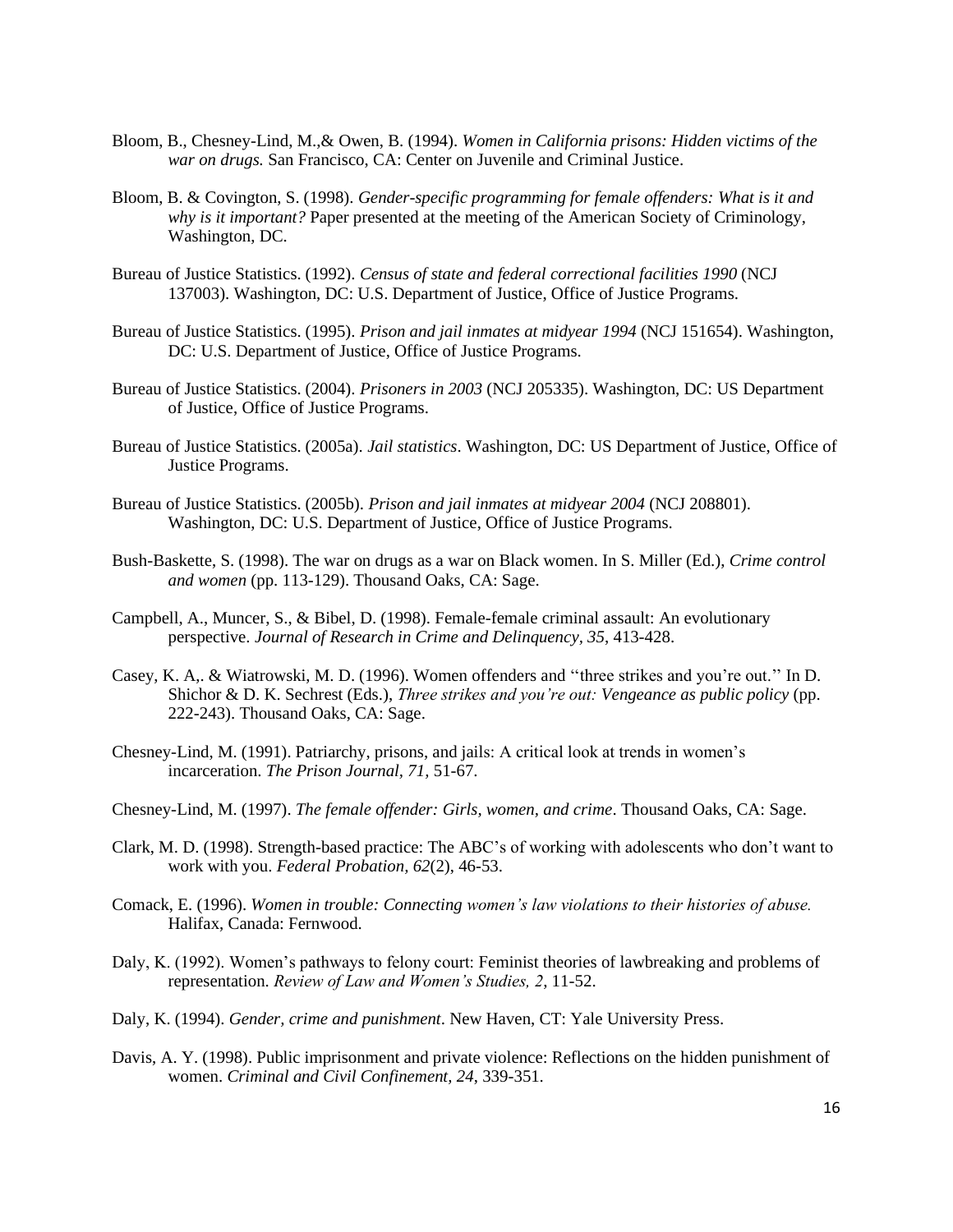Bloom, B., Chesney-Lind, M.,& Owen, B. (1994). *Women in California prisons: Hidden victims of the war on drugs.* San Francisco, CA: Center on Juvenile and Criminal Justice.

Bloom, B. & Covington, S. (1998). *Gender-specific programming for female offenders: What is it and why is it important?* Paper presented at the meeting of the American Society of Criminology, Washington, DC.

Bureau of Justice Statistics. (1992). *Census of state and federal correctional facilities 1990* (NCJ 137003). Washington, DC: U.S. Department of Justice, Office of Justice Programs.

Bureau of Justice Statistics. (1995). *Prison and jail inmates at midyear 1994* (NCJ 151654). Washington, DC: U.S. Department of Justice, Office of Justice Programs.

Bureau of Justice Statistics. (2004). *Prisoners in 2003* (NCJ 205335). Washington, DC: US Department of Justice, Office of Justice Programs.

Bureau of Justice Statistics. (2005a). *Jail statistics*. Washington, DC: US Department of Justice, Office of Justice Programs.

Bureau of Justice Statistics. (2005b). *Prison and jail inmates at midyear 2004* (NCJ 208801). Washington, DC: U.S. Department of Justice, Office of Justice Programs.

Bush-Baskette, S. (1998). The war on drugs as a war on Black women. In S. Miller (Ed.), *Crime control and women* (pp. 113-129). Thousand Oaks, CA: Sage.

Campbell, A., Muncer, S., & Bibel, D. (1998). Female-female criminal assault: An evolutionary perspective. *Journal of Research in Crime and Delinquency, 35*, 413-428.

Casey, K. A,. & Wiatrowski, M. D. (1996). Women offenders and "three strikes and you're out." In D. Shichor & D. K. Sechrest (Eds.), *Three strikes and you're out: Vengeance as public policy* (pp. 222-243). Thousand Oaks, CA: Sage.

Chesney-Lind, M. (1991). Patriarchy, prisons, and jails: A critical look at trends in women's incarceration. *The Prison Journal, 71,* 51-67.

Chesney-Lind, M. (1997). *The female offender: Girls, women, and crime*. Thousand Oaks, CA: Sage.

Clark, M. D. (1998). Strength-based practice: The ABC's of working with adolescents who don't want to work with you. *Federal Probation, 62*(2), 46-53.

Comack, E. (1996). *Women in trouble: Connecting women's law violations to their histories of abuse.* Halifax, Canada: Fernwood.

Daly, K. (1992). Women's pathways to felony court: Feminist theories of lawbreaking and problems of representation. *Review of Law and Women's Studies, 2*, 11-52.

Daly, K. (1994). *Gender, crime and punishment*. New Haven, CT: Yale University Press.

Davis, A. Y. (1998). Public imprisonment and private violence: Reflections on the hidden punishment of women. *Criminal and Civil Confinement, 24*, 339-351.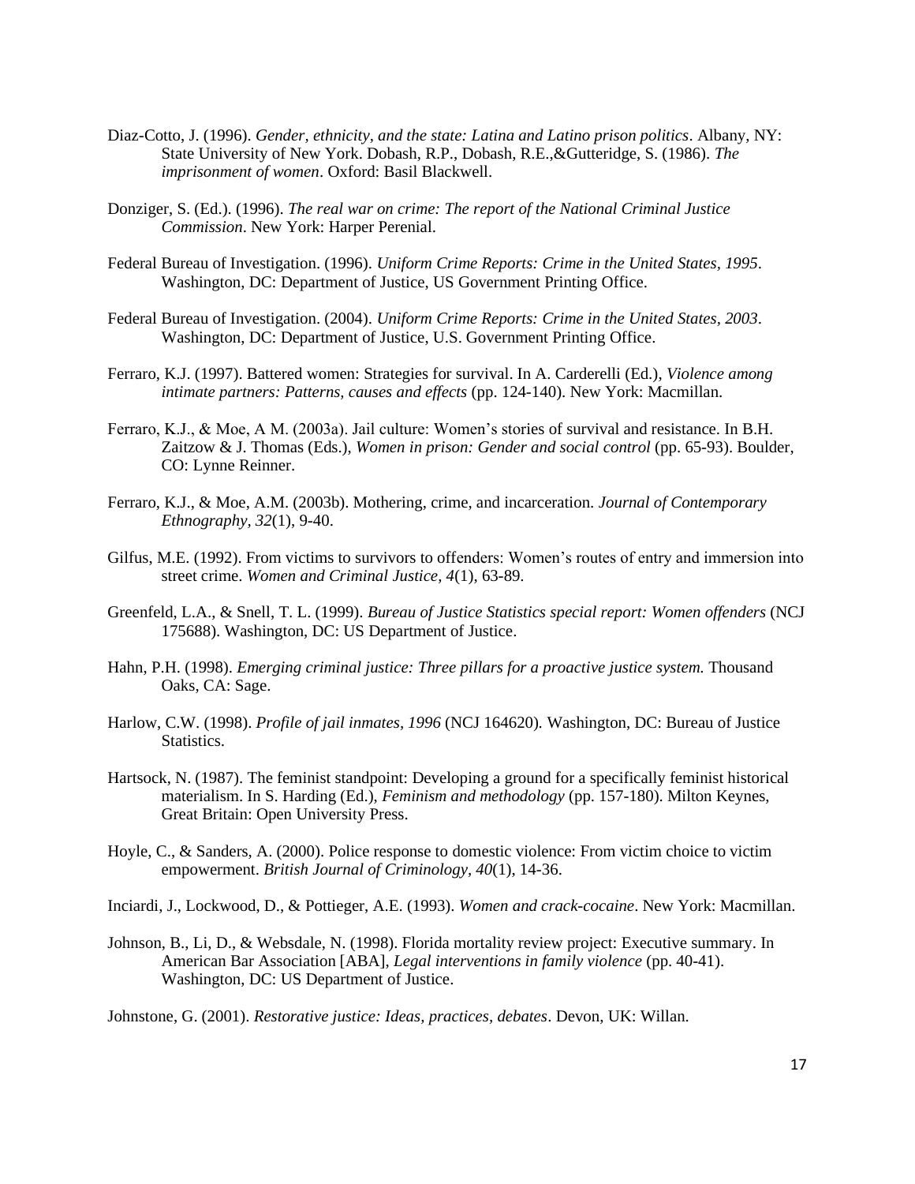Diaz-Cotto, J. (1996). *Gender, ethnicity, and the state: Latina and Latino prison politics*. Albany, NY: State University of New York. Dobash, R.P., Dobash, R.E.,&Gutteridge, S. (1986). *The imprisonment of women*. Oxford: Basil Blackwell.

Donziger, S. (Ed.). (1996). *The real war on crime: The report of the National Criminal Justice Commission*. New York: Harper Perenial.

Federal Bureau of Investigation. (1996). *Uniform Crime Reports: Crime in the United States, 1995*. Washington, DC: Department of Justice, US Government Printing Office.

Federal Bureau of Investigation. (2004). *Uniform Crime Reports: Crime in the United States, 2003*. Washington, DC: Department of Justice, U.S. Government Printing Office.

Ferraro, K.J. (1997). Battered women: Strategies for survival. In A. Carderelli (Ed.), *Violence among intimate partners: Patterns, causes and effects* (pp. 124-140). New York: Macmillan.

Ferraro, K.J., & Moe, A M. (2003a). Jail culture: Women's stories of survival and resistance. In B.H. Zaitzow & J. Thomas (Eds.), *Women in prison: Gender and social control* (pp. 65-93). Boulder, CO: Lynne Reinner.

Ferraro, K.J., & Moe, A.M. (2003b). Mothering, crime, and incarceration. *Journal of Contemporary Ethnography, 32*(1), 9-40.

Gilfus, M.E. (1992). From victims to survivors to offenders: Women's routes of entry and immersion into street crime. *Women and Criminal Justice, 4*(1), 63-89.

Greenfeld, L.A., & Snell, T. L. (1999). *Bureau of Justice Statistics special report: Women offenders* (NCJ 175688). Washington, DC: US Department of Justice.

Hahn, P.H. (1998). *Emerging criminal justice: Three pillars for a proactive justice system.* Thousand Oaks, CA: Sage.

Harlow, C.W. (1998). *Profile of jail inmates, 1996* (NCJ 164620). Washington, DC: Bureau of Justice Statistics.

Hartsock, N. (1987). The feminist standpoint: Developing a ground for a specifically feminist historical materialism. In S. Harding (Ed.), *Feminism and methodology* (pp. 157-180). Milton Keynes, Great Britain: Open University Press.

Hoyle, C., & Sanders, A. (2000). Police response to domestic violence: From victim choice to victim empowerment. *British Journal of Criminology, 40*(1), 14-36.

Inciardi, J., Lockwood, D., & Pottieger, A.E. (1993). *Women and crack-cocaine*. New York: Macmillan.

Johnson, B., Li, D., & Websdale, N. (1998). Florida mortality review project: Executive summary. In American Bar Association [ABA], *Legal interventions in family violence* (pp. 40-41). Washington, DC: US Department of Justice.

Johnstone, G. (2001). *Restorative justice: Ideas, practices, debates*. Devon, UK: Willan.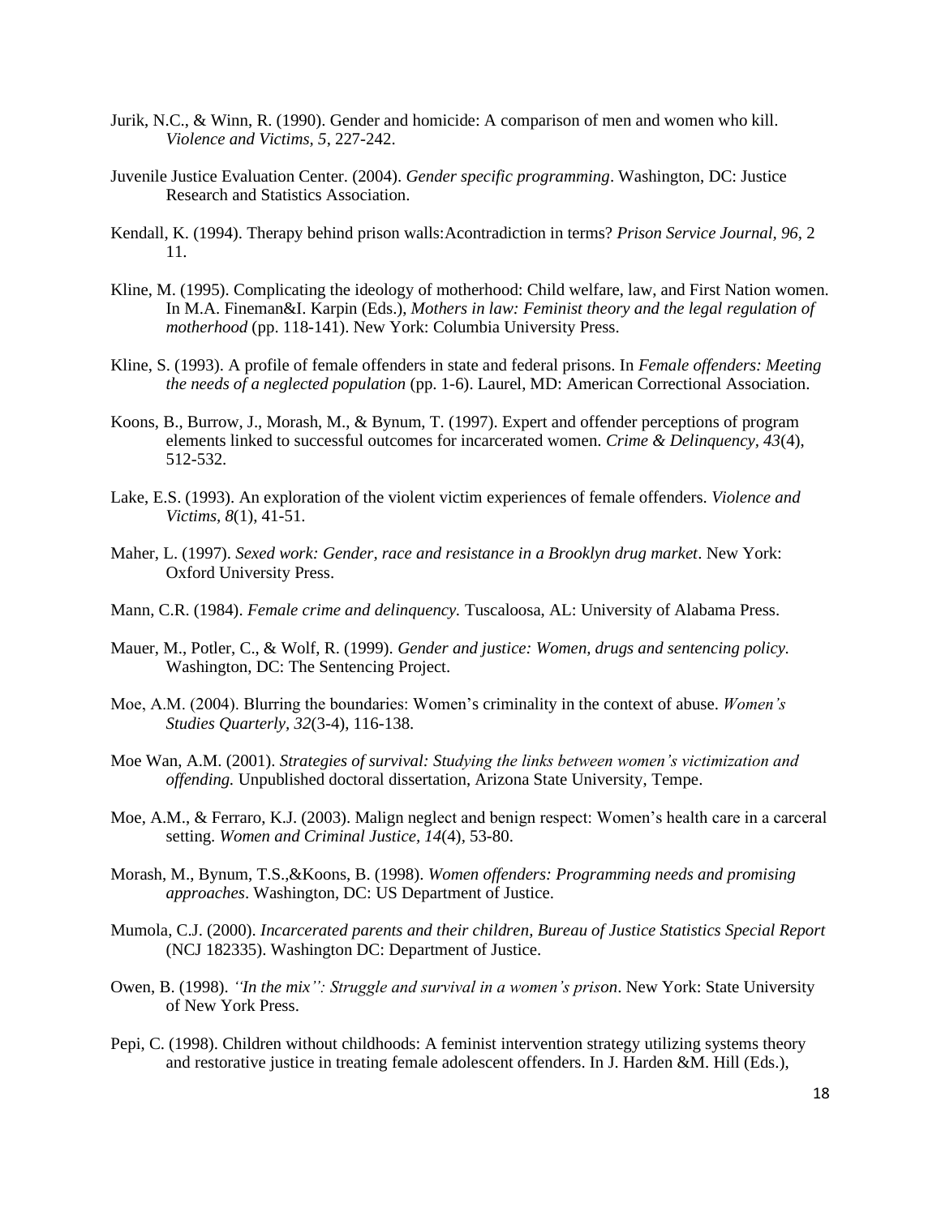Jurik, N.C., & Winn, R. (1990). Gender and homicide: A comparison of men and women who kill. *Violence and Victims*, *5*, 227-242.

Juvenile Justice Evaluation Center. (2004). *Gender specific programming*. Washington, DC: Justice Research and Statistics Association.

Kendall, K. (1994). Therapy behind prison walls:Acontradiction in terms? *Prison Service Journal, 96*, 2 11.

Kline, M. (1995). Complicating the ideology of motherhood: Child welfare, law, and First Nation women. In M.A. Fineman&I. Karpin (Eds.), *Mothers in law: Feminist theory and the legal regulation of motherhood* (pp. 118-141). New York: Columbia University Press.

Kline, S. (1993). A profile of female offenders in state and federal prisons. In *Female offenders: Meeting the needs of a neglected population* (pp. 1-6). Laurel, MD: American Correctional Association.

Koons, B., Burrow, J., Morash, M., & Bynum, T. (1997). Expert and offender perceptions of program elements linked to successful outcomes for incarcerated women. *Crime & Delinquency, 43*(4), 512-532.

Lake, E.S. (1993). An exploration of the violent victim experiences of female offenders. *Violence and Victims, 8*(1), 41-51.

Maher, L. (1997). *Sexed work: Gender, race and resistance in a Brooklyn drug market*. New York: Oxford University Press.

Mann, C.R. (1984). *Female crime and delinquency.* Tuscaloosa, AL: University of Alabama Press.

Mauer, M., Potler, C., & Wolf, R. (1999). *Gender and justice: Women, drugs and sentencing policy.* Washington, DC: The Sentencing Project.

Moe, A.M. (2004). Blurring the boundaries: Women's criminality in the context of abuse. *Women's Studies Quarterly, 32*(3-4), 116-138.

Moe Wan, A.M. (2001). *Strategies of survival: Studying the links between women's victimization and offending.* Unpublished doctoral dissertation, Arizona State University, Tempe.

Moe, A.M., & Ferraro, K.J. (2003). Malign neglect and benign respect: Women's health care in a carceral setting. *Women and Criminal Justice, 14*(4), 53-80.

Morash, M., Bynum, T.S.,&Koons, B. (1998). *Women offenders: Programming needs and promising approaches*. Washington, DC: US Department of Justice.

Mumola, C.J. (2000). *Incarcerated parents and their children, Bureau of Justice Statistics Special Report* (NCJ 182335). Washington DC: Department of Justice.

Owen, B. (1998). *"In the mix": Struggle and survival in a women's prison*. New York: State University of New York Press.

Pepi, C. (1998). Children without childhoods: A feminist intervention strategy utilizing systems theory and restorative justice in treating female adolescent offenders. In J. Harden &M. Hill (Eds.),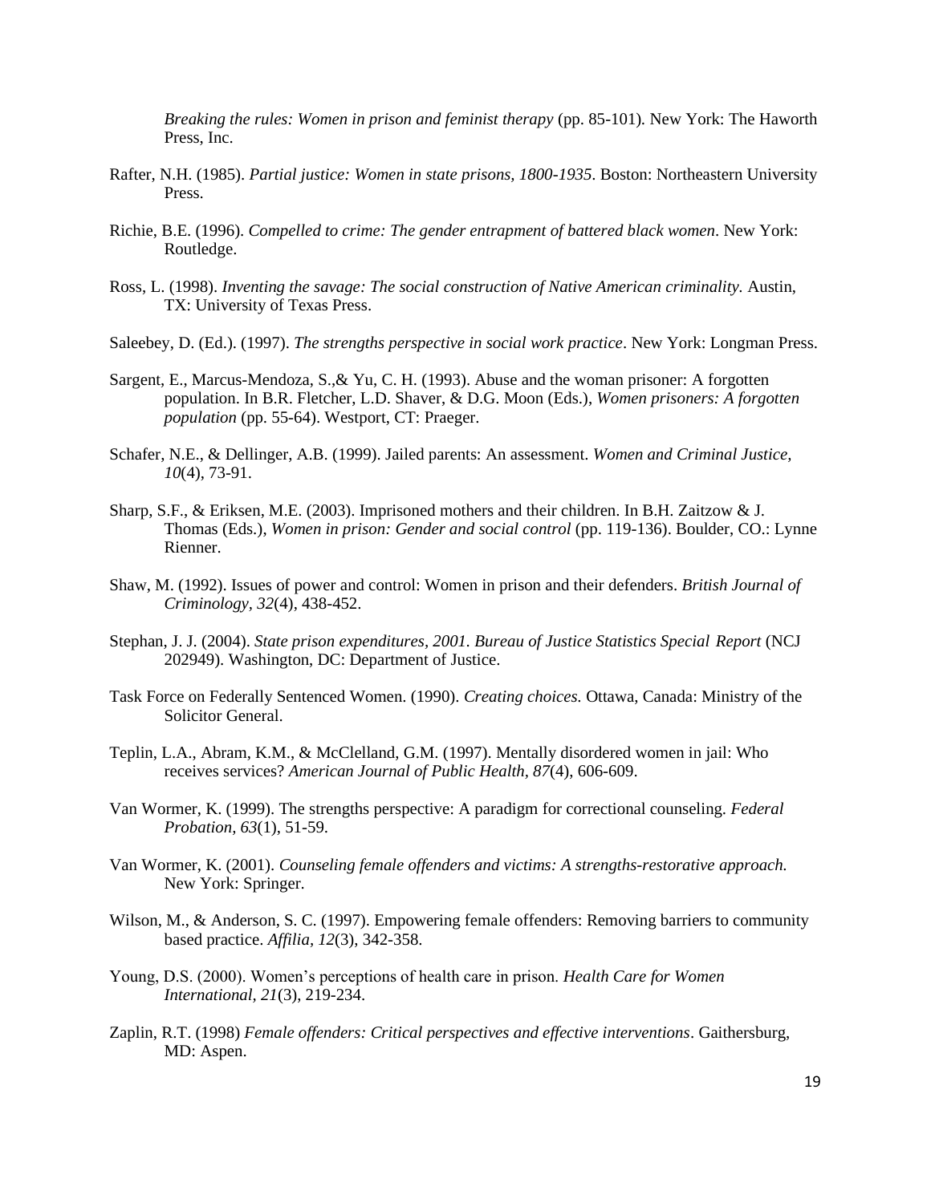*Breaking the rules: Women in prison and feminist therapy* (pp. 85-101). New York: The Haworth Press, Inc.

Rafter, N.H. (1985). *Partial justice: Women in state prisons, 1800-1935*. Boston: Northeastern University Press.

Richie, B.E. (1996). *Compelled to crime: The gender entrapment of battered black women*. New York: Routledge.

Ross, L. (1998). *Inventing the savage: The social construction of Native American criminality.* Austin, TX: University of Texas Press.

Saleebey, D. (Ed.). (1997). *The strengths perspective in social work practice*. New York: Longman Press.

Sargent, E., Marcus-Mendoza, S.,& Yu, C. H. (1993). Abuse and the woman prisoner: A forgotten population. In B.R. Fletcher, L.D. Shaver, & D.G. Moon (Eds.), *Women prisoners: A forgotten population* (pp. 55-64). Westport, CT: Praeger.

Schafer, N.E., & Dellinger, A.B. (1999). Jailed parents: An assessment. *Women and Criminal Justice, 10*(4), 73-91.

Sharp, S.F., & Eriksen, M.E. (2003). Imprisoned mothers and their children. In B.H. Zaitzow & J. Thomas (Eds.), *Women in prison: Gender and social control* (pp. 119-136). Boulder, CO.: Lynne Rienner.

Shaw, M. (1992). Issues of power and control: Women in prison and their defenders. *British Journal of Criminology*, *32*(4), 438-452.

Stephan, J. J. (2004). *State prison expenditures, 2001. Bureau of Justice Statistics Special Report* (NCJ 202949). Washington, DC: Department of Justice.

Task Force on Federally Sentenced Women. (1990). *Creating choices.* Ottawa, Canada: Ministry of the Solicitor General.

Teplin, L.A., Abram, K.M., & McClelland, G.M. (1997). Mentally disordered women in jail: Who receives services? *American Journal of Public Health*, *87*(4), 606-609.

Van Wormer, K. (1999). The strengths perspective: A paradigm for correctional counseling. *Federal Probation*, *63*(1), 51-59.

Van Wormer, K. (2001). *Counseling female offenders and victims: A strengths-restorative approach.* New York: Springer.

Wilson, M., & Anderson, S. C. (1997). Empowering female offenders: Removing barriers to community based practice. *Affilia*, *12*(3), 342-358.

Young, D.S. (2000). Women's perceptions of health care in prison. *Health Care for Women International, 21*(3), 219-234.

Zaplin, R.T. (1998) *Female offenders: Critical perspectives and effective interventions*. Gaithersburg, MD: Aspen.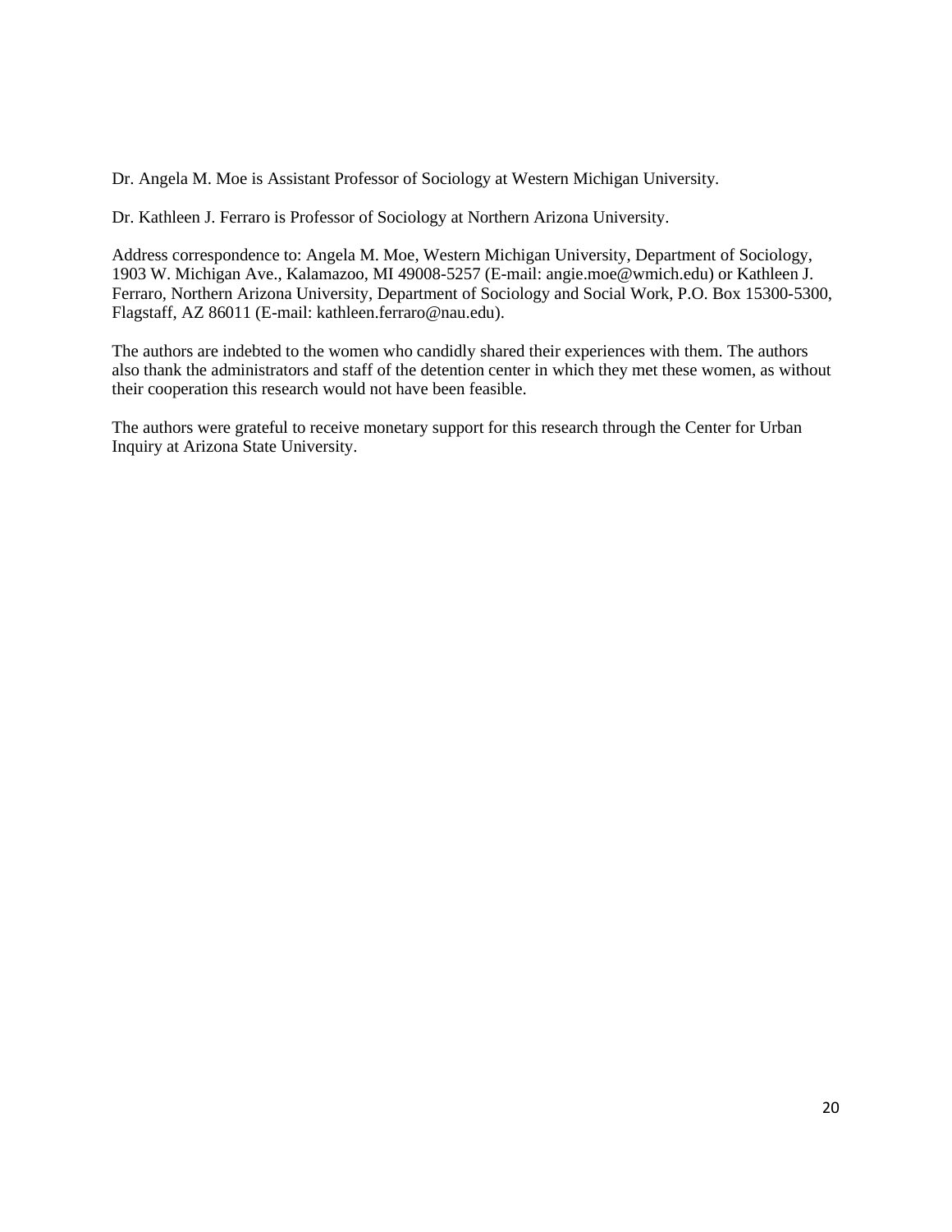Dr. Angela M. Moe is Assistant Professor of Sociology at Western Michigan University.

Dr. Kathleen J. Ferraro is Professor of Sociology at Northern Arizona University.

Address correspondence to: Angela M. Moe, Western Michigan University, Department of Sociology, 1903 W. Michigan Ave., Kalamazoo, MI 49008-5257 (E-mail: angie.moe@wmich.edu) or Kathleen J. Ferraro, Northern Arizona University, Department of Sociology and Social Work, P.O. Box 15300-5300, Flagstaff, AZ 86011 (E-mail: kathleen.ferraro@nau.edu).

The authors are indebted to the women who candidly shared their experiences with them. The authors also thank the administrators and staff of the detention center in which they met these women, as without their cooperation this research would not have been feasible.

The authors were grateful to receive monetary support for this research through the Center for Urban Inquiry at Arizona State University.